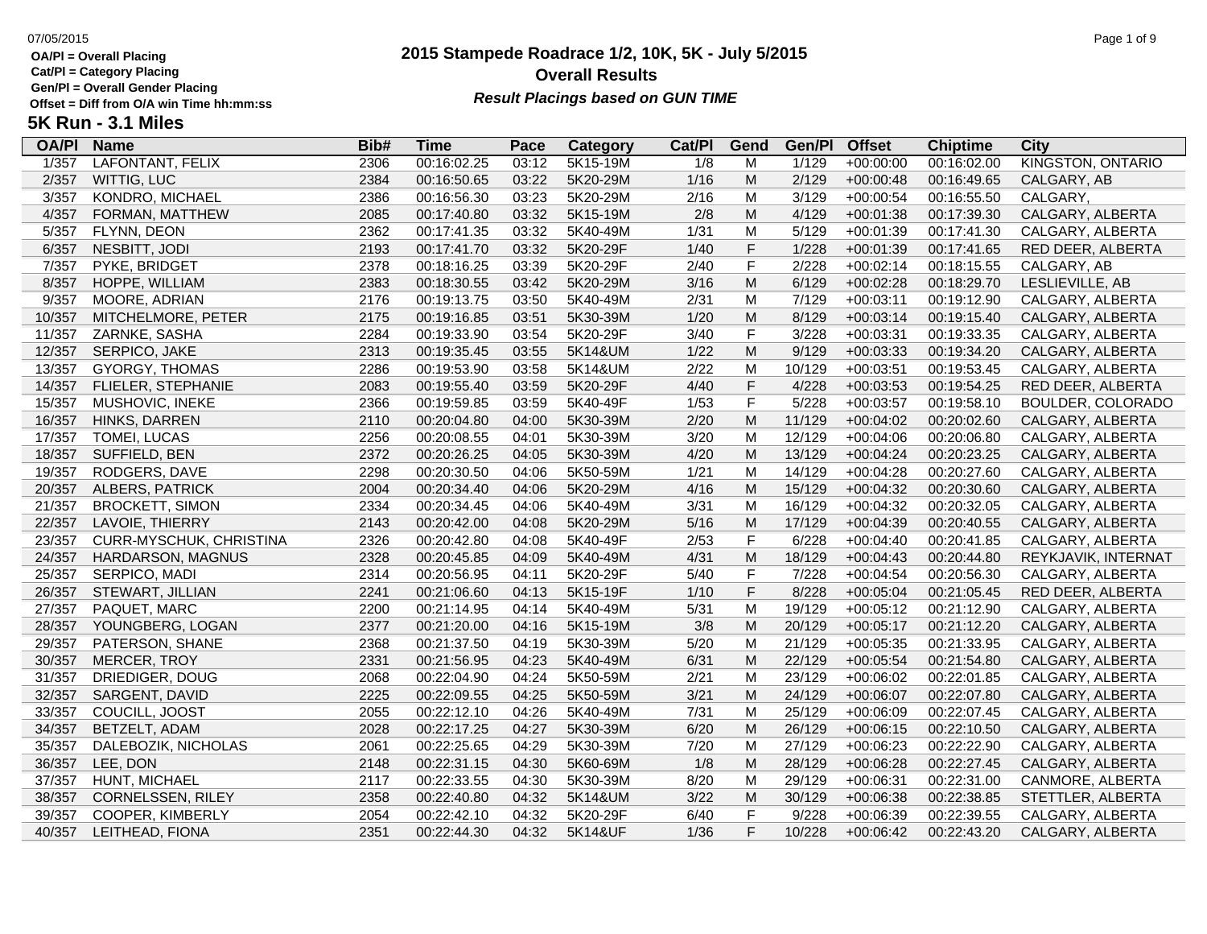OA/Pl = Overall Placing
Cat/Pl = Category Placing
Gen/Pl = Overall Gender Placing
Offset = Diff from O/A win Time hh:mm:ss

# 2015 Stampede Roadrace 1/2, 10K, 5K - July 5/2015

## Overall Results

***Result Placings based on GUN TIME***

### 5K Run - 3.1 Miles

| OA/Pl | Name | Bib# | Time | Pace | Category | Cat/Pl | Gend | Gen/Pl | Offset | Chiptime | City |
|---|---|---|---|---|---|---|---|---|---|---|---|
| 1/357 | LAFONTANT, FELIX | 2306 | 00:16:02.25 | 03:12 | 5K15-19M | 1/8 | M | 1/129 | +00:00:00 | 00:16:02.00 | KINGSTON, ONTARIO |
| 2/357 | WITTIG, LUC | 2384 | 00:16:50.65 | 03:22 | 5K20-29M | 1/16 | M | 2/129 | +00:00:48 | 00:16:49.65 | CALGARY, AB |
| 3/357 | KONDRO, MICHAEL | 2386 | 00:16:56.30 | 03:23 | 5K20-29M | 2/16 | M | 3/129 | +00:00:54 | 00:16:55.50 | CALGARY, |
| 4/357 | FORMAN, MATTHEW | 2085 | 00:17:40.80 | 03:32 | 5K15-19M | 2/8 | M | 4/129 | +00:01:38 | 00:17:39.30 | CALGARY, ALBERTA |
| 5/357 | FLYNN, DEON | 2362 | 00:17:41.35 | 03:32 | 5K40-49M | 1/31 | M | 5/129 | +00:01:39 | 00:17:41.30 | CALGARY, ALBERTA |
| 6/357 | NESBITT, JODI | 2193 | 00:17:41.70 | 03:32 | 5K20-29F | 1/40 | F | 1/228 | +00:01:39 | 00:17:41.65 | RED DEER, ALBERTA |
| 7/357 | PYKE, BRIDGET | 2378 | 00:18:16.25 | 03:39 | 5K20-29F | 2/40 | F | 2/228 | +00:02:14 | 00:18:15.55 | CALGARY, AB |
| 8/357 | HOPPE, WILLIAM | 2383 | 00:18:30.55 | 03:42 | 5K20-29M | 3/16 | M | 6/129 | +00:02:28 | 00:18:29.70 | LESLIEVILLE, AB |
| 9/357 | MOORE, ADRIAN | 2176 | 00:19:13.75 | 03:50 | 5K40-49M | 2/31 | M | 7/129 | +00:03:11 | 00:19:12.90 | CALGARY, ALBERTA |
| 10/357 | MITCHELMORE, PETER | 2175 | 00:19:16.85 | 03:51 | 5K30-39M | 1/20 | M | 8/129 | +00:03:14 | 00:19:15.40 | CALGARY, ALBERTA |
| 11/357 | ZARNKE, SASHA | 2284 | 00:19:33.90 | 03:54 | 5K20-29F | 3/40 | F | 3/228 | +00:03:31 | 00:19:33.35 | CALGARY, ALBERTA |
| 12/357 | SERPICO, JAKE | 2313 | 00:19:35.45 | 03:55 | 5K14&UM | 1/22 | M | 9/129 | +00:03:33 | 00:19:34.20 | CALGARY, ALBERTA |
| 13/357 | GYORGY, THOMAS | 2286 | 00:19:53.90 | 03:58 | 5K14&UM | 2/22 | M | 10/129 | +00:03:51 | 00:19:53.45 | CALGARY, ALBERTA |
| 14/357 | FLIELER, STEPHANIE | 2083 | 00:19:55.40 | 03:59 | 5K20-29F | 4/40 | F | 4/228 | +00:03:53 | 00:19:54.25 | RED DEER, ALBERTA |
| 15/357 | MUSHOVIC, INEKE | 2366 | 00:19:59.85 | 03:59 | 5K40-49F | 1/53 | F | 5/228 | +00:03:57 | 00:19:58.10 | BOULDER, COLORADO |
| 16/357 | HINKS, DARREN | 2110 | 00:20:04.80 | 04:00 | 5K30-39M | 2/20 | M | 11/129 | +00:04:02 | 00:20:02.60 | CALGARY, ALBERTA |
| 17/357 | TOMEI, LUCAS | 2256 | 00:20:08.55 | 04:01 | 5K30-39M | 3/20 | M | 12/129 | +00:04:06 | 00:20:06.80 | CALGARY, ALBERTA |
| 18/357 | SUFFIELD, BEN | 2372 | 00:20:26.25 | 04:05 | 5K30-39M | 4/20 | M | 13/129 | +00:04:24 | 00:20:23.25 | CALGARY, ALBERTA |
| 19/357 | RODGERS, DAVE | 2298 | 00:20:30.50 | 04:06 | 5K50-59M | 1/21 | M | 14/129 | +00:04:28 | 00:20:27.60 | CALGARY, ALBERTA |
| 20/357 | ALBERS, PATRICK | 2004 | 00:20:34.40 | 04:06 | 5K20-29M | 4/16 | M | 15/129 | +00:04:32 | 00:20:30.60 | CALGARY, ALBERTA |
| 21/357 | BROCKETT, SIMON | 2334 | 00:20:34.45 | 04:06 | 5K40-49M | 3/31 | M | 16/129 | +00:04:32 | 00:20:32.05 | CALGARY, ALBERTA |
| 22/357 | LAVOIE, THIERRY | 2143 | 00:20:42.00 | 04:08 | 5K20-29M | 5/16 | M | 17/129 | +00:04:39 | 00:20:40.55 | CALGARY, ALBERTA |
| 23/357 | CURR-MYSCHUK, CHRISTINA | 2326 | 00:20:42.80 | 04:08 | 5K40-49F | 2/53 | F | 6/228 | +00:04:40 | 00:20:41.85 | CALGARY, ALBERTA |
| 24/357 | HARDARSON, MAGNUS | 2328 | 00:20:45.85 | 04:09 | 5K40-49M | 4/31 | M | 18/129 | +00:04:43 | 00:20:44.80 | REYKJAVIK, INTERNAT |
| 25/357 | SERPICO, MADI | 2314 | 00:20:56.95 | 04:11 | 5K20-29F | 5/40 | F | 7/228 | +00:04:54 | 00:20:56.30 | CALGARY, ALBERTA |
| 26/357 | STEWART, JILLIAN | 2241 | 00:21:06.60 | 04:13 | 5K15-19F | 1/10 | F | 8/228 | +00:05:04 | 00:21:05.45 | RED DEER, ALBERTA |
| 27/357 | PAQUET, MARC | 2200 | 00:21:14.95 | 04:14 | 5K40-49M | 5/31 | M | 19/129 | +00:05:12 | 00:21:12.90 | CALGARY, ALBERTA |
| 28/357 | YOUNGBERG, LOGAN | 2377 | 00:21:20.00 | 04:16 | 5K15-19M | 3/8 | M | 20/129 | +00:05:17 | 00:21:12.20 | CALGARY, ALBERTA |
| 29/357 | PATERSON, SHANE | 2368 | 00:21:37.50 | 04:19 | 5K30-39M | 5/20 | M | 21/129 | +00:05:35 | 00:21:33.95 | CALGARY, ALBERTA |
| 30/357 | MERCER, TROY | 2331 | 00:21:56.95 | 04:23 | 5K40-49M | 6/31 | M | 22/129 | +00:05:54 | 00:21:54.80 | CALGARY, ALBERTA |
| 31/357 | DRIEDIGER, DOUG | 2068 | 00:22:04.90 | 04:24 | 5K50-59M | 2/21 | M | 23/129 | +00:06:02 | 00:22:01.85 | CALGARY, ALBERTA |
| 32/357 | SARGENT, DAVID | 2225 | 00:22:09.55 | 04:25 | 5K50-59M | 3/21 | M | 24/129 | +00:06:07 | 00:22:07.80 | CALGARY, ALBERTA |
| 33/357 | COUCILL, JOOST | 2055 | 00:22:12.10 | 04:26 | 5K40-49M | 7/31 | M | 25/129 | +00:06:09 | 00:22:07.45 | CALGARY, ALBERTA |
| 34/357 | BETZELT, ADAM | 2028 | 00:22:17.25 | 04:27 | 5K30-39M | 6/20 | M | 26/129 | +00:06:15 | 00:22:10.50 | CALGARY, ALBERTA |
| 35/357 | DALEBOZIK, NICHOLAS | 2061 | 00:22:25.65 | 04:29 | 5K30-39M | 7/20 | M | 27/129 | +00:06:23 | 00:22:22.90 | CALGARY, ALBERTA |
| 36/357 | LEE, DON | 2148 | 00:22:31.15 | 04:30 | 5K60-69M | 1/8 | M | 28/129 | +00:06:28 | 00:22:27.45 | CALGARY, ALBERTA |
| 37/357 | HUNT, MICHAEL | 2117 | 00:22:33.55 | 04:30 | 5K30-39M | 8/20 | M | 29/129 | +00:06:31 | 00:22:31.00 | CANMORE, ALBERTA |
| 38/357 | CORNELSSEN, RILEY | 2358 | 00:22:40.80 | 04:32 | 5K14&UM | 3/22 | M | 30/129 | +00:06:38 | 00:22:38.85 | STETTLER, ALBERTA |
| 39/357 | COOPER, KIMBERLY | 2054 | 00:22:42.10 | 04:32 | 5K20-29F | 6/40 | F | 9/228 | +00:06:39 | 00:22:39.55 | CALGARY, ALBERTA |
| 40/357 | LEITHEAD, FIONA | 2351 | 00:22:44.30 | 04:32 | 5K14&UF | 1/36 | F | 10/228 | +00:06:42 | 00:22:43.20 | CALGARY, ALBERTA |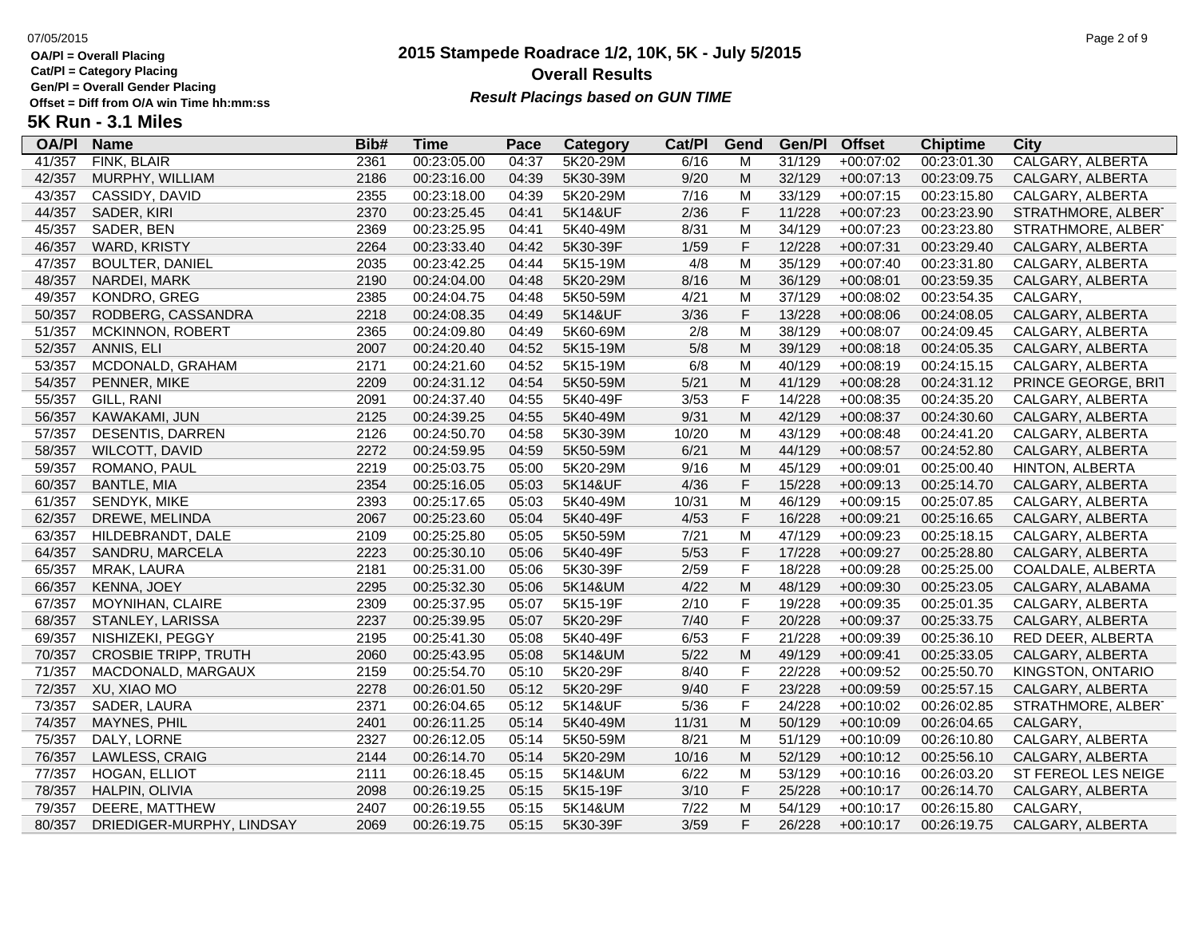OA/Pl = Overall Placing
Cat/Pl = Category Placing
Gen/Pl = Overall Gender Placing
Offset = Diff from O/A win Time hh:mm:ss

# 2015 Stampede Roadrace 1/2, 10K, 5K - July 5/2015

## Overall Results

***Result Placings based on GUN TIME***

## 5K Run - 3.1 Miles

| OA/Pl | Name | Bib# | Time | Pace | Category | Cat/Pl | Gend | Gen/Pl | Offset | Chiptime | City |
|---|---|---|---|---|---|---|---|---|---|---|---|
| 41/357 | FINK, BLAIR | 2361 | 00:23:05.00 | 04:37 | 5K20-29M | 6/16 | M | 31/129 | +00:07:02 | 00:23:01.30 | CALGARY, ALBERTA |
| 42/357 | MURPHY, WILLIAM | 2186 | 00:23:16.00 | 04:39 | 5K30-39M | 9/20 | M | 32/129 | +00:07:13 | 00:23:09.75 | CALGARY, ALBERTA |
| 43/357 | CASSIDY, DAVID | 2355 | 00:23:18.00 | 04:39 | 5K20-29M | 7/16 | M | 33/129 | +00:07:15 | 00:23:15.80 | CALGARY, ALBERTA |
| 44/357 | SADER, KIRI | 2370 | 00:23:25.45 | 04:41 | 5K14&UF | 2/36 | F | 11/228 | +00:07:23 | 00:23:23.90 | STRATHMORE, ALBERT |
| 45/357 | SADER, BEN | 2369 | 00:23:25.95 | 04:41 | 5K40-49M | 8/31 | M | 34/129 | +00:07:23 | 00:23:23.80 | STRATHMORE, ALBERT |
| 46/357 | WARD, KRISTY | 2264 | 00:23:33.40 | 04:42 | 5K30-39F | 1/59 | F | 12/228 | +00:07:31 | 00:23:29.40 | CALGARY, ALBERTA |
| 47/357 | BOULTER, DANIEL | 2035 | 00:23:42.25 | 04:44 | 5K15-19M | 4/8 | M | 35/129 | +00:07:40 | 00:23:31.80 | CALGARY, ALBERTA |
| 48/357 | NARDEI, MARK | 2190 | 00:24:04.00 | 04:48 | 5K20-29M | 8/16 | M | 36/129 | +00:08:01 | 00:23:59.35 | CALGARY, ALBERTA |
| 49/357 | KONDRO, GREG | 2385 | 00:24:04.75 | 04:48 | 5K50-59M | 4/21 | M | 37/129 | +00:08:02 | 00:23:54.35 | CALGARY, |
| 50/357 | RODBERG, CASSANDRA | 2218 | 00:24:08.35 | 04:49 | 5K14&UF | 3/36 | F | 13/228 | +00:08:06 | 00:24:08.05 | CALGARY, ALBERTA |
| 51/357 | MCKINNON, ROBERT | 2365 | 00:24:09.80 | 04:49 | 5K60-69M | 2/8 | M | 38/129 | +00:08:07 | 00:24:09.45 | CALGARY, ALBERTA |
| 52/357 | ANNIS, ELI | 2007 | 00:24:20.40 | 04:52 | 5K15-19M | 5/8 | M | 39/129 | +00:08:18 | 00:24:05.35 | CALGARY, ALBERTA |
| 53/357 | MCDONALD, GRAHAM | 2171 | 00:24:21.60 | 04:52 | 5K15-19M | 6/8 | M | 40/129 | +00:08:19 | 00:24:15.15 | CALGARY, ALBERTA |
| 54/357 | PENNER, MIKE | 2209 | 00:24:31.12 | 04:54 | 5K50-59M | 5/21 | M | 41/129 | +00:08:28 | 00:24:31.12 | PRINCE GEORGE, BRIT |
| 55/357 | GILL, RANI | 2091 | 00:24:37.40 | 04:55 | 5K40-49F | 3/53 | F | 14/228 | +00:08:35 | 00:24:35.20 | CALGARY, ALBERTA |
| 56/357 | KAWAKAMI, JUN | 2125 | 00:24:39.25 | 04:55 | 5K40-49M | 9/31 | M | 42/129 | +00:08:37 | 00:24:30.60 | CALGARY, ALBERTA |
| 57/357 | DESENTIS, DARREN | 2126 | 00:24:50.70 | 04:58 | 5K30-39M | 10/20 | M | 43/129 | +00:08:48 | 00:24:41.20 | CALGARY, ALBERTA |
| 58/357 | WILCOTT, DAVID | 2272 | 00:24:59.95 | 04:59 | 5K50-59M | 6/21 | M | 44/129 | +00:08:57 | 00:24:52.80 | CALGARY, ALBERTA |
| 59/357 | ROMANO, PAUL | 2219 | 00:25:03.75 | 05:00 | 5K20-29M | 9/16 | M | 45/129 | +00:09:01 | 00:25:00.40 | HINTON, ALBERTA |
| 60/357 | BANTLE, MIA | 2354 | 00:25:16.05 | 05:03 | 5K14&UF | 4/36 | F | 15/228 | +00:09:13 | 00:25:14.70 | CALGARY, ALBERTA |
| 61/357 | SENDYK, MIKE | 2393 | 00:25:17.65 | 05:03 | 5K40-49M | 10/31 | M | 46/129 | +00:09:15 | 00:25:07.85 | CALGARY, ALBERTA |
| 62/357 | DREWE, MELINDA | 2067 | 00:25:23.60 | 05:04 | 5K40-49F | 4/53 | F | 16/228 | +00:09:21 | 00:25:16.65 | CALGARY, ALBERTA |
| 63/357 | HILDEBRANDT, DALE | 2109 | 00:25:25.80 | 05:05 | 5K50-59M | 7/21 | M | 47/129 | +00:09:23 | 00:25:18.15 | CALGARY, ALBERTA |
| 64/357 | SANDRU, MARCELA | 2223 | 00:25:30.10 | 05:06 | 5K40-49F | 5/53 | F | 17/228 | +00:09:27 | 00:25:28.80 | CALGARY, ALBERTA |
| 65/357 | MRAK, LAURA | 2181 | 00:25:31.00 | 05:06 | 5K30-39F | 2/59 | F | 18/228 | +00:09:28 | 00:25:25.00 | COALDALE, ALBERTA |
| 66/357 | KENNA, JOEY | 2295 | 00:25:32.30 | 05:06 | 5K14&UM | 4/22 | M | 48/129 | +00:09:30 | 00:25:23.05 | CALGARY, ALABAMA |
| 67/357 | MOYNIHAN, CLAIRE | 2309 | 00:25:37.95 | 05:07 | 5K15-19F | 2/10 | F | 19/228 | +00:09:35 | 00:25:01.35 | CALGARY, ALBERTA |
| 68/357 | STANLEY, LARISSA | 2237 | 00:25:39.95 | 05:07 | 5K20-29F | 7/40 | F | 20/228 | +00:09:37 | 00:25:33.75 | CALGARY, ALBERTA |
| 69/357 | NISHIZEKI, PEGGY | 2195 | 00:25:41.30 | 05:08 | 5K40-49F | 6/53 | F | 21/228 | +00:09:39 | 00:25:36.10 | RED DEER, ALBERTA |
| 70/357 | CROSBIE TRIPP, TRUTH | 2060 | 00:25:43.95 | 05:08 | 5K14&UM | 5/22 | M | 49/129 | +00:09:41 | 00:25:33.05 | CALGARY, ALBERTA |
| 71/357 | MACDONALD, MARGAUX | 2159 | 00:25:54.70 | 05:10 | 5K20-29F | 8/40 | F | 22/228 | +00:09:52 | 00:25:50.70 | KINGSTON, ONTARIO |
| 72/357 | XU, XIAO MO | 2278 | 00:26:01.50 | 05:12 | 5K20-29F | 9/40 | F | 23/228 | +00:09:59 | 00:25:57.15 | CALGARY, ALBERTA |
| 73/357 | SADER, LAURA | 2371 | 00:26:04.65 | 05:12 | 5K14&UF | 5/36 | F | 24/228 | +00:10:02 | 00:26:02.85 | STRATHMORE, ALBERT |
| 74/357 | MAYNES, PHIL | 2401 | 00:26:11.25 | 05:14 | 5K40-49M | 11/31 | M | 50/129 | +00:10:09 | 00:26:04.65 | CALGARY, |
| 75/357 | DALY, LORNE | 2327 | 00:26:12.05 | 05:14 | 5K50-59M | 8/21 | M | 51/129 | +00:10:09 | 00:26:10.80 | CALGARY, ALBERTA |
| 76/357 | LAWLESS, CRAIG | 2144 | 00:26:14.70 | 05:14 | 5K20-29M | 10/16 | M | 52/129 | +00:10:12 | 00:25:56.10 | CALGARY, ALBERTA |
| 77/357 | HOGAN, ELLIOT | 2111 | 00:26:18.45 | 05:15 | 5K14&UM | 6/22 | M | 53/129 | +00:10:16 | 00:26:03.20 | ST FEREOL LES NEIGE |
| 78/357 | HALPIN, OLIVIA | 2098 | 00:26:19.25 | 05:15 | 5K15-19F | 3/10 | F | 25/228 | +00:10:17 | 00:26:14.70 | CALGARY, ALBERTA |
| 79/357 | DEERE, MATTHEW | 2407 | 00:26:19.55 | 05:15 | 5K14&UM | 7/22 | M | 54/129 | +00:10:17 | 00:26:15.80 | CALGARY, |
| 80/357 | DRIEDIGER-MURPHY, LINDSAY | 2069 | 00:26:19.75 | 05:15 | 5K30-39F | 3/59 | F | 26/228 | +00:10:17 | 00:26:19.75 | CALGARY, ALBERTA |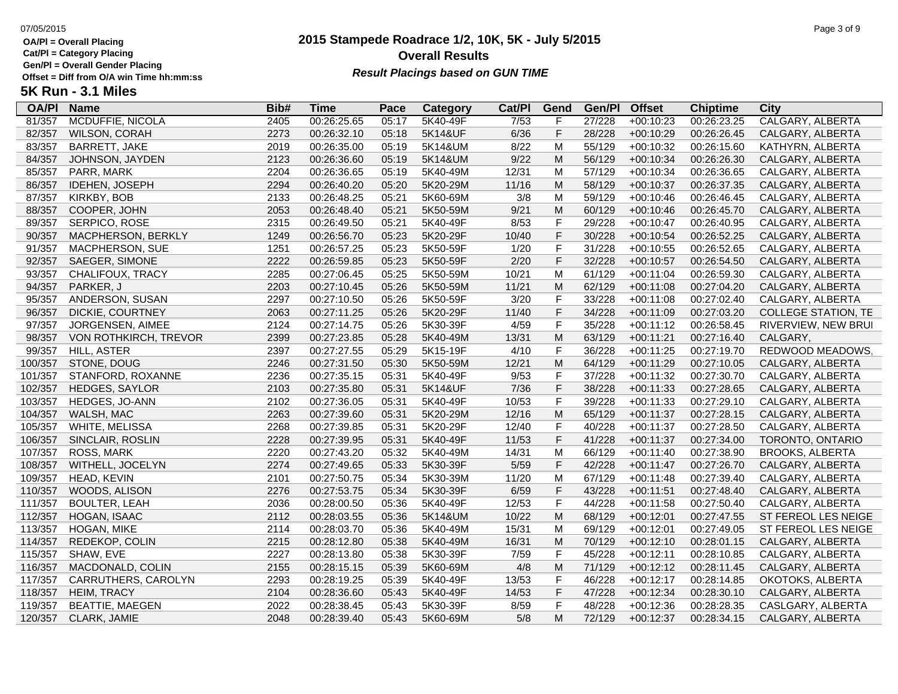OA/Pl = Overall Placing
Cat/Pl = Category Placing
Gen/Pl = Overall Gender Placing
Offset = Diff from O/A win Time hh:mm:ss

# 2015 Stampede Roadrace 1/2, 10K, 5K - July 5/2015

## Overall Results

***Result Placings based on GUN TIME***

## 5K Run - 3.1 Miles

| OA/Pl | Name | Bib# | Time | Pace | Category | Cat/Pl | Gend | Gen/Pl | Offset | Chiptime | City |
|---|---|---|---|---|---|---|---|---|---|---|---|
| 81/357 | MCDUFFIE, NICOLA | 2405 | 00:26:25.65 | 05:17 | 5K40-49F | 7/53 | F | 27/228 | +00:10:23 | 00:26:23.25 | CALGARY, ALBERTA |
| 82/357 | WILSON, CORAH | 2273 | 00:26:32.10 | 05:18 | 5K14&UF | 6/36 | F | 28/228 | +00:10:29 | 00:26:26.45 | CALGARY, ALBERTA |
| 83/357 | BARRETT, JAKE | 2019 | 00:26:35.00 | 05:19 | 5K14&UM | 8/22 | M | 55/129 | +00:10:32 | 00:26:15.60 | KATHYRN, ALBERTA |
| 84/357 | JOHNSON, JAYDEN | 2123 | 00:26:36.60 | 05:19 | 5K14&UM | 9/22 | M | 56/129 | +00:10:34 | 00:26:26.30 | CALGARY, ALBERTA |
| 85/357 | PARR, MARK | 2204 | 00:26:36.65 | 05:19 | 5K40-49M | 12/31 | M | 57/129 | +00:10:34 | 00:26:36.65 | CALGARY, ALBERTA |
| 86/357 | IDEHEN, JOSEPH | 2294 | 00:26:40.20 | 05:20 | 5K20-29M | 11/16 | M | 58/129 | +00:10:37 | 00:26:37.35 | CALGARY, ALBERTA |
| 87/357 | KIRKBY, BOB | 2133 | 00:26:48.25 | 05:21 | 5K60-69M | 3/8 | M | 59/129 | +00:10:46 | 00:26:46.45 | CALGARY, ALBERTA |
| 88/357 | COOPER, JOHN | 2053 | 00:26:48.40 | 05:21 | 5K50-59M | 9/21 | M | 60/129 | +00:10:46 | 00:26:45.70 | CALGARY, ALBERTA |
| 89/357 | SERPICO, ROSE | 2315 | 00:26:49.50 | 05:21 | 5K40-49F | 8/53 | F | 29/228 | +00:10:47 | 00:26:40.95 | CALGARY, ALBERTA |
| 90/357 | MACPHERSON, BERKLY | 1249 | 00:26:56.70 | 05:23 | 5K20-29F | 10/40 | F | 30/228 | +00:10:54 | 00:26:52.25 | CALGARY, ALBERTA |
| 91/357 | MACPHERSON, SUE | 1251 | 00:26:57.25 | 05:23 | 5K50-59F | 1/20 | F | 31/228 | +00:10:55 | 00:26:52.65 | CALGARY, ALBERTA |
| 92/357 | SAEGER, SIMONE | 2222 | 00:26:59.85 | 05:23 | 5K50-59F | 2/20 | F | 32/228 | +00:10:57 | 00:26:54.50 | CALGARY, ALBERTA |
| 93/357 | CHALIFOUX, TRACY | 2285 | 00:27:06.45 | 05:25 | 5K50-59M | 10/21 | M | 61/129 | +00:11:04 | 00:26:59.30 | CALGARY, ALBERTA |
| 94/357 | PARKER, J | 2203 | 00:27:10.45 | 05:26 | 5K50-59M | 11/21 | M | 62/129 | +00:11:08 | 00:27:04.20 | CALGARY, ALBERTA |
| 95/357 | ANDERSON, SUSAN | 2297 | 00:27:10.50 | 05:26 | 5K50-59F | 3/20 | F | 33/228 | +00:11:08 | 00:27:02.40 | CALGARY, ALBERTA |
| 96/357 | DICKIE, COURTNEY | 2063 | 00:27:11.25 | 05:26 | 5K20-29F | 11/40 | F | 34/228 | +00:11:09 | 00:27:03.20 | COLLEGE STATION, TE |
| 97/357 | JORGENSEN, AIMEE | 2124 | 00:27:14.75 | 05:26 | 5K30-39F | 4/59 | F | 35/228 | +00:11:12 | 00:26:58.45 | RIVERVIEW, NEW BRUI |
| 98/357 | VON ROTHKIRCH, TREVOR | 2399 | 00:27:23.85 | 05:28 | 5K40-49M | 13/31 | M | 63/129 | +00:11:21 | 00:27:16.40 | CALGARY, |
| 99/357 | HILL, ASTER | 2397 | 00:27:27.55 | 05:29 | 5K15-19F | 4/10 | F | 36/228 | +00:11:25 | 00:27:19.70 | REDWOOD MEADOWS, |
| 100/357 | STONE, DOUG | 2246 | 00:27:31.50 | 05:30 | 5K50-59M | 12/21 | M | 64/129 | +00:11:29 | 00:27:10.05 | CALGARY, ALBERTA |
| 101/357 | STANFORD, ROXANNE | 2236 | 00:27:35.15 | 05:31 | 5K40-49F | 9/53 | F | 37/228 | +00:11:32 | 00:27:30.70 | CALGARY, ALBERTA |
| 102/357 | HEDGES, SAYLOR | 2103 | 00:27:35.80 | 05:31 | 5K14&UF | 7/36 | F | 38/228 | +00:11:33 | 00:27:28.65 | CALGARY, ALBERTA |
| 103/357 | HEDGES, JO-ANN | 2102 | 00:27:36.05 | 05:31 | 5K40-49F | 10/53 | F | 39/228 | +00:11:33 | 00:27:29.10 | CALGARY, ALBERTA |
| 104/357 | WALSH, MAC | 2263 | 00:27:39.60 | 05:31 | 5K20-29M | 12/16 | M | 65/129 | +00:11:37 | 00:27:28.15 | CALGARY, ALBERTA |
| 105/357 | WHITE, MELISSA | 2268 | 00:27:39.85 | 05:31 | 5K20-29F | 12/40 | F | 40/228 | +00:11:37 | 00:27:28.50 | CALGARY, ALBERTA |
| 106/357 | SINCLAIR, ROSLIN | 2228 | 00:27:39.95 | 05:31 | 5K40-49F | 11/53 | F | 41/228 | +00:11:37 | 00:27:34.00 | TORONTO, ONTARIO |
| 107/357 | ROSS, MARK | 2220 | 00:27:43.20 | 05:32 | 5K40-49M | 14/31 | M | 66/129 | +00:11:40 | 00:27:38.90 | BROOKS, ALBERTA |
| 108/357 | WITHELL, JOCELYN | 2274 | 00:27:49.65 | 05:33 | 5K30-39F | 5/59 | F | 42/228 | +00:11:47 | 00:27:26.70 | CALGARY, ALBERTA |
| 109/357 | HEAD, KEVIN | 2101 | 00:27:50.75 | 05:34 | 5K30-39M | 11/20 | M | 67/129 | +00:11:48 | 00:27:39.40 | CALGARY, ALBERTA |
| 110/357 | WOODS, ALISON | 2276 | 00:27:53.75 | 05:34 | 5K30-39F | 6/59 | F | 43/228 | +00:11:51 | 00:27:48.40 | CALGARY, ALBERTA |
| 111/357 | BOULTER, LEAH | 2036 | 00:28:00.50 | 05:36 | 5K40-49F | 12/53 | F | 44/228 | +00:11:58 | 00:27:50.40 | CALGARY, ALBERTA |
| 112/357 | HOGAN, ISAAC | 2112 | 00:28:03.55 | 05:36 | 5K14&UM | 10/22 | M | 68/129 | +00:12:01 | 00:27:47.55 | ST FEREOL LES NEIGE |
| 113/357 | HOGAN, MIKE | 2114 | 00:28:03.70 | 05:36 | 5K40-49M | 15/31 | M | 69/129 | +00:12:01 | 00:27:49.05 | ST FEREOL LES NEIGE |
| 114/357 | REDEKOP, COLIN | 2215 | 00:28:12.80 | 05:38 | 5K40-49M | 16/31 | M | 70/129 | +00:12:10 | 00:28:01.15 | CALGARY, ALBERTA |
| 115/357 | SHAW, EVE | 2227 | 00:28:13.80 | 05:38 | 5K30-39F | 7/59 | F | 45/228 | +00:12:11 | 00:28:10.85 | CALGARY, ALBERTA |
| 116/357 | MACDONALD, COLIN | 2155 | 00:28:15.15 | 05:39 | 5K60-69M | 4/8 | M | 71/129 | +00:12:12 | 00:28:11.45 | CALGARY, ALBERTA |
| 117/357 | CARRUTHERS, CAROLYN | 2293 | 00:28:19.25 | 05:39 | 5K40-49F | 13/53 | F | 46/228 | +00:12:17 | 00:28:14.85 | OKOTOKS, ALBERTA |
| 118/357 | HEIM, TRACY | 2104 | 00:28:36.60 | 05:43 | 5K40-49F | 14/53 | F | 47/228 | +00:12:34 | 00:28:30.10 | CALGARY, ALBERTA |
| 119/357 | BEATTIE, MAEGEN | 2022 | 00:28:38.45 | 05:43 | 5K30-39F | 8/59 | F | 48/228 | +00:12:36 | 00:28:28.35 | CASLGARY, ALBERTA |
| 120/357 | CLARK, JAMIE | 2048 | 00:28:39.40 | 05:43 | 5K60-69M | 5/8 | M | 72/129 | +00:12:37 | 00:28:34.15 | CALGARY, ALBERTA |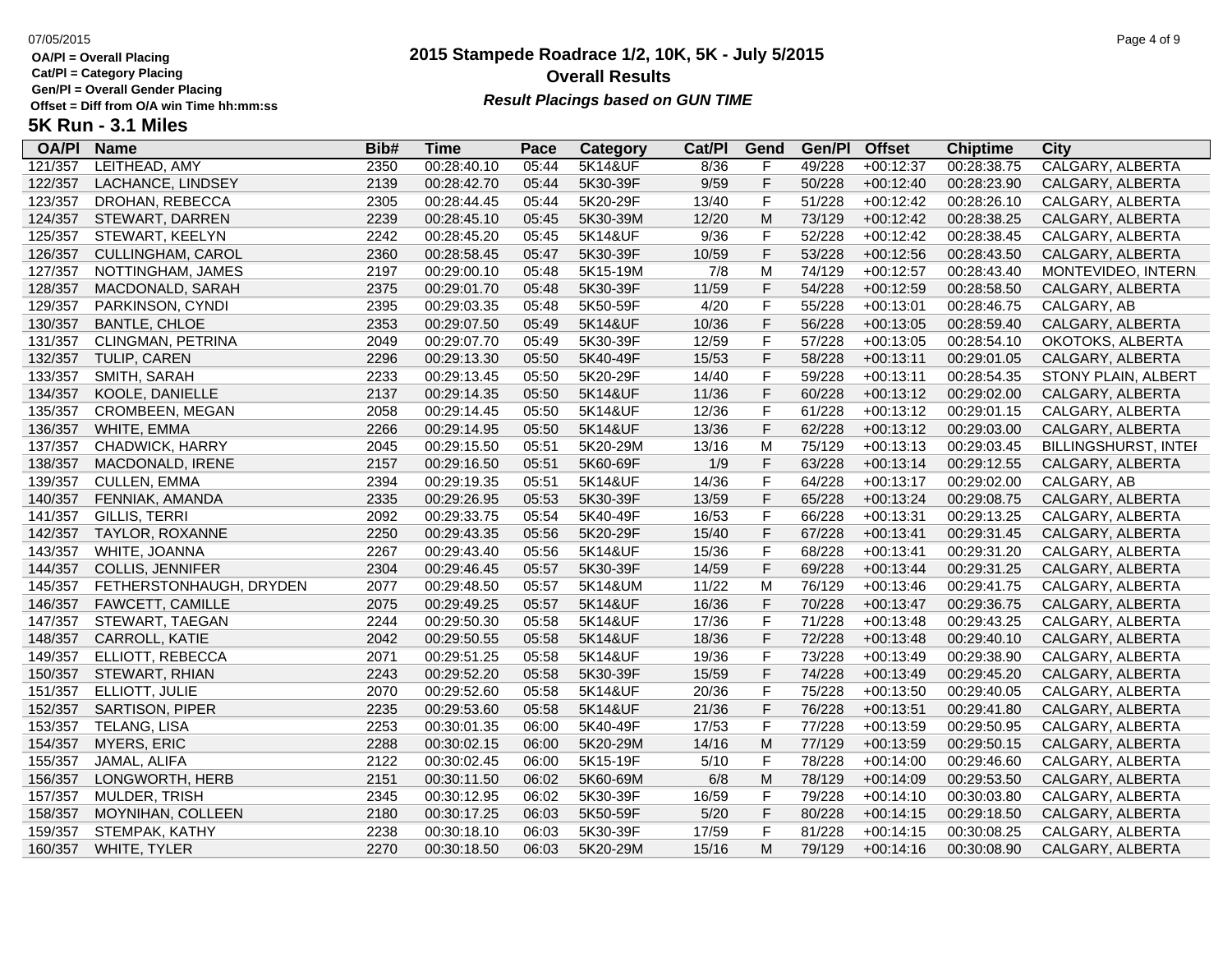**OA/Pl = Overall Placing**
**Cat/Pl = Category Placing**
**Gen/Pl = Overall Gender Placing**
**Offset = Diff from O/A win Time hh:mm:ss**

# 2015 Stampede Roadrace 1/2, 10K, 5K - July 5/2015
## Overall Results
***Result Placings based on GUN TIME***

### 5K Run - 3.1 Miles

| OA/Pl | Name | Bib# | Time | Pace | Category | Cat/Pl | Gend | Gen/Pl | Offset | Chiptime | City |
|---|---|---|---|---|---|---|---|---|---|---|---|
| 121/357 | LEITHEAD, AMY | 2350 | 00:28:40.10 | 05:44 | 5K14&UF | 8/36 | F | 49/228 | +00:12:37 | 00:28:38.75 | CALGARY, ALBERTA |
| 122/357 | LACHANCE, LINDSEY | 2139 | 00:28:42.70 | 05:44 | 5K30-39F | 9/59 | F | 50/228 | +00:12:40 | 00:28:23.90 | CALGARY, ALBERTA |
| 123/357 | DROHAN, REBECCA | 2305 | 00:28:44.45 | 05:44 | 5K20-29F | 13/40 | F | 51/228 | +00:12:42 | 00:28:26.10 | CALGARY, ALBERTA |
| 124/357 | STEWART, DARREN | 2239 | 00:28:45.10 | 05:45 | 5K30-39M | 12/20 | M | 73/129 | +00:12:42 | 00:28:38.25 | CALGARY, ALBERTA |
| 125/357 | STEWART, KEELYN | 2242 | 00:28:45.20 | 05:45 | 5K14&UF | 9/36 | F | 52/228 | +00:12:42 | 00:28:38.45 | CALGARY, ALBERTA |
| 126/357 | CULLINGHAM, CAROL | 2360 | 00:28:58.45 | 05:47 | 5K30-39F | 10/59 | F | 53/228 | +00:12:56 | 00:28:43.50 | CALGARY, ALBERTA |
| 127/357 | NOTTINGHAM, JAMES | 2197 | 00:29:00.10 | 05:48 | 5K15-19M | 7/8 | M | 74/129 | +00:12:57 | 00:28:43.40 | MONTEVIDEO, INTERN. |
| 128/357 | MACDONALD, SARAH | 2375 | 00:29:01.70 | 05:48 | 5K30-39F | 11/59 | F | 54/228 | +00:12:59 | 00:28:58.50 | CALGARY, ALBERTA |
| 129/357 | PARKINSON, CYNDI | 2395 | 00:29:03.35 | 05:48 | 5K50-59F | 4/20 | F | 55/228 | +00:13:01 | 00:28:46.75 | CALGARY, AB |
| 130/357 | BANTLE, CHLOE | 2353 | 00:29:07.50 | 05:49 | 5K14&UF | 10/36 | F | 56/228 | +00:13:05 | 00:28:59.40 | CALGARY, ALBERTA |
| 131/357 | CLINGMAN, PETRINA | 2049 | 00:29:07.70 | 05:49 | 5K30-39F | 12/59 | F | 57/228 | +00:13:05 | 00:28:54.10 | OKOTOKS, ALBERTA |
| 132/357 | TULIP, CAREN | 2296 | 00:29:13.30 | 05:50 | 5K40-49F | 15/53 | F | 58/228 | +00:13:11 | 00:29:01.05 | CALGARY, ALBERTA |
| 133/357 | SMITH, SARAH | 2233 | 00:29:13.45 | 05:50 | 5K20-29F | 14/40 | F | 59/228 | +00:13:11 | 00:28:54.35 | STONY PLAIN, ALBERT |
| 134/357 | KOOLE, DANIELLE | 2137 | 00:29:14.35 | 05:50 | 5K14&UF | 11/36 | F | 60/228 | +00:13:12 | 00:29:02.00 | CALGARY, ALBERTA |
| 135/357 | CROMBEEN, MEGAN | 2058 | 00:29:14.45 | 05:50 | 5K14&UF | 12/36 | F | 61/228 | +00:13:12 | 00:29:01.15 | CALGARY, ALBERTA |
| 136/357 | WHITE, EMMA | 2266 | 00:29:14.95 | 05:50 | 5K14&UF | 13/36 | F | 62/228 | +00:13:12 | 00:29:03.00 | CALGARY, ALBERTA |
| 137/357 | CHADWICK, HARRY | 2045 | 00:29:15.50 | 05:51 | 5K20-29M | 13/16 | M | 75/129 | +00:13:13 | 00:29:03.45 | BILLINGSHURST, INTEI |
| 138/357 | MACDONALD, IRENE | 2157 | 00:29:16.50 | 05:51 | 5K60-69F | 1/9 | F | 63/228 | +00:13:14 | 00:29:12.55 | CALGARY, ALBERTA |
| 139/357 | CULLEN, EMMA | 2394 | 00:29:19.35 | 05:51 | 5K14&UF | 14/36 | F | 64/228 | +00:13:17 | 00:29:02.00 | CALGARY, AB |
| 140/357 | FENNIAK, AMANDA | 2335 | 00:29:26.95 | 05:53 | 5K30-39F | 13/59 | F | 65/228 | +00:13:24 | 00:29:08.75 | CALGARY, ALBERTA |
| 141/357 | GILLIS, TERRI | 2092 | 00:29:33.75 | 05:54 | 5K40-49F | 16/53 | F | 66/228 | +00:13:31 | 00:29:13.25 | CALGARY, ALBERTA |
| 142/357 | TAYLOR, ROXANNE | 2250 | 00:29:43.35 | 05:56 | 5K20-29F | 15/40 | F | 67/228 | +00:13:41 | 00:29:31.45 | CALGARY, ALBERTA |
| 143/357 | WHITE, JOANNA | 2267 | 00:29:43.40 | 05:56 | 5K14&UF | 15/36 | F | 68/228 | +00:13:41 | 00:29:31.20 | CALGARY, ALBERTA |
| 144/357 | COLLIS, JENNIFER | 2304 | 00:29:46.45 | 05:57 | 5K30-39F | 14/59 | F | 69/228 | +00:13:44 | 00:29:31.25 | CALGARY, ALBERTA |
| 145/357 | FETHERSTONHAUGH, DRYDEN | 2077 | 00:29:48.50 | 05:57 | 5K14&UM | 11/22 | M | 76/129 | +00:13:46 | 00:29:41.75 | CALGARY, ALBERTA |
| 146/357 | FAWCETT, CAMILLE | 2075 | 00:29:49.25 | 05:57 | 5K14&UF | 16/36 | F | 70/228 | +00:13:47 | 00:29:36.75 | CALGARY, ALBERTA |
| 147/357 | STEWART, TAEGAN | 2244 | 00:29:50.30 | 05:58 | 5K14&UF | 17/36 | F | 71/228 | +00:13:48 | 00:29:43.25 | CALGARY, ALBERTA |
| 148/357 | CARROLL, KATIE | 2042 | 00:29:50.55 | 05:58 | 5K14&UF | 18/36 | F | 72/228 | +00:13:48 | 00:29:40.10 | CALGARY, ALBERTA |
| 149/357 | ELLIOTT, REBECCA | 2071 | 00:29:51.25 | 05:58 | 5K14&UF | 19/36 | F | 73/228 | +00:13:49 | 00:29:38.90 | CALGARY, ALBERTA |
| 150/357 | STEWART, RHIAN | 2243 | 00:29:52.20 | 05:58 | 5K30-39F | 15/59 | F | 74/228 | +00:13:49 | 00:29:45.20 | CALGARY, ALBERTA |
| 151/357 | ELLIOTT, JULIE | 2070 | 00:29:52.60 | 05:58 | 5K14&UF | 20/36 | F | 75/228 | +00:13:50 | 00:29:40.05 | CALGARY, ALBERTA |
| 152/357 | SARTISON, PIPER | 2235 | 00:29:53.60 | 05:58 | 5K14&UF | 21/36 | F | 76/228 | +00:13:51 | 00:29:41.80 | CALGARY, ALBERTA |
| 153/357 | TELANG, LISA | 2253 | 00:30:01.35 | 06:00 | 5K40-49F | 17/53 | F | 77/228 | +00:13:59 | 00:29:50.95 | CALGARY, ALBERTA |
| 154/357 | MYERS, ERIC | 2288 | 00:30:02.15 | 06:00 | 5K20-29M | 14/16 | M | 77/129 | +00:13:59 | 00:29:50.15 | CALGARY, ALBERTA |
| 155/357 | JAMAL, ALIFA | 2122 | 00:30:02.45 | 06:00 | 5K15-19F | 5/10 | F | 78/228 | +00:14:00 | 00:29:46.60 | CALGARY, ALBERTA |
| 156/357 | LONGWORTH, HERB | 2151 | 00:30:11.50 | 06:02 | 5K60-69M | 6/8 | M | 78/129 | +00:14:09 | 00:29:53.50 | CALGARY, ALBERTA |
| 157/357 | MULDER, TRISH | 2345 | 00:30:12.95 | 06:02 | 5K30-39F | 16/59 | F | 79/228 | +00:14:10 | 00:30:03.80 | CALGARY, ALBERTA |
| 158/357 | MOYNIHAN, COLLEEN | 2180 | 00:30:17.25 | 06:03 | 5K50-59F | 5/20 | F | 80/228 | +00:14:15 | 00:29:18.50 | CALGARY, ALBERTA |
| 159/357 | STEMPAK, KATHY | 2238 | 00:30:18.10 | 06:03 | 5K30-39F | 17/59 | F | 81/228 | +00:14:15 | 00:30:08.25 | CALGARY, ALBERTA |
| 160/357 | WHITE, TYLER | 2270 | 00:30:18.50 | 06:03 | 5K20-29M | 15/16 | M | 79/129 | +00:14:16 | 00:30:08.90 | CALGARY, ALBERTA |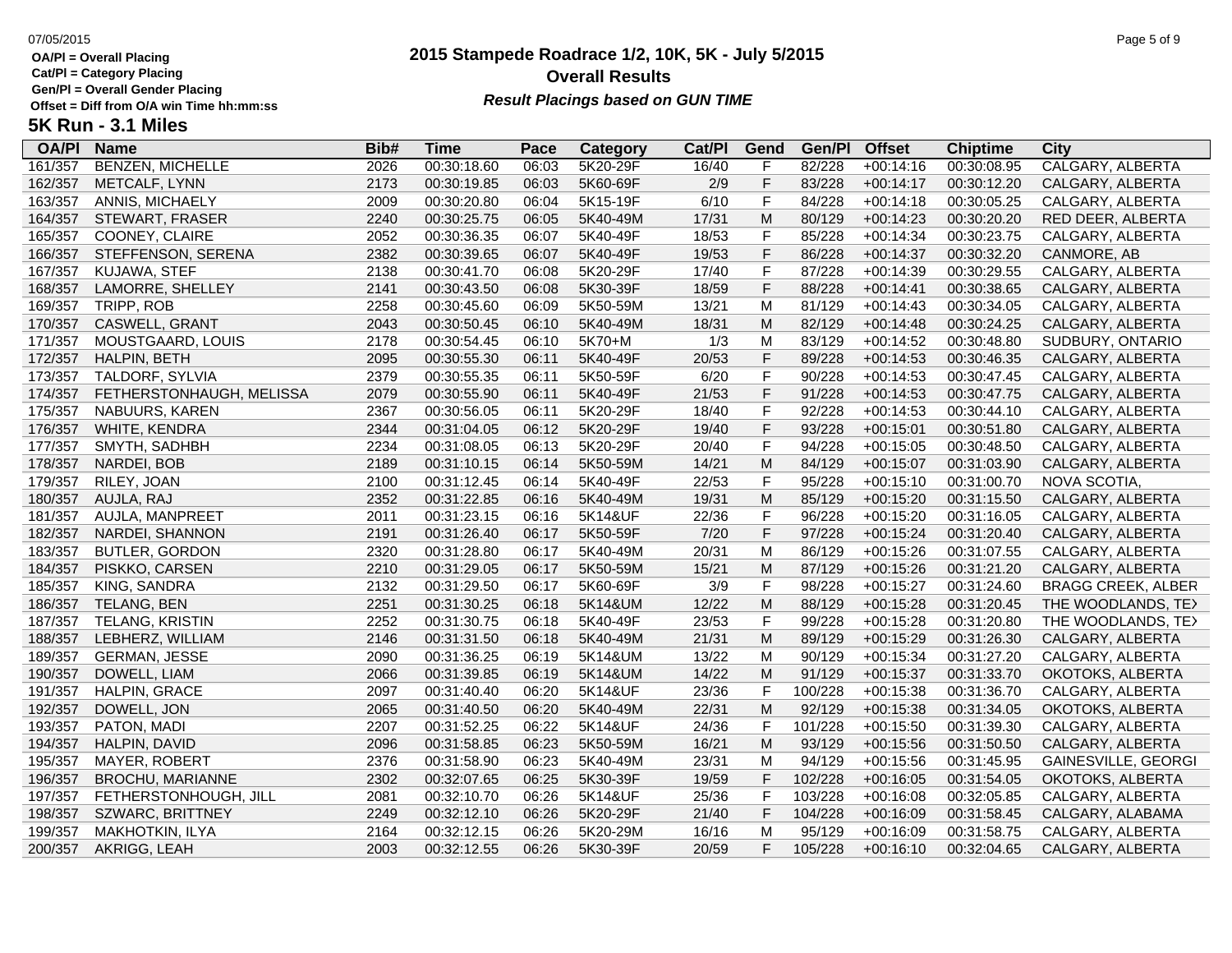OA/Pl = Overall Placing
Cat/Pl = Category Placing
Gen/Pl = Overall Gender Placing
Offset = Diff from O/A win Time hh:mm:ss

# 2015 Stampede Roadrace 1/2, 10K, 5K - July 5/2015

## Overall Results

***Result Placings based on GUN TIME***

### 5K Run - 3.1 Miles

| OA/Pl | Name | Bib# | Time | Pace | Category | Cat/Pl | Gend | Gen/Pl | Offset | Chiptime | City |
|---|---|---|---|---|---|---|---|---|---|---|---|
| 161/357 | BENZEN, MICHELLE | 2026 | 00:30:18.60 | 06:03 | 5K20-29F | 16/40 | F | 82/228 | +00:14:16 | 00:30:08.95 | CALGARY, ALBERTA |
| 162/357 | METCALF, LYNN | 2173 | 00:30:19.85 | 06:03 | 5K60-69F | 2/9 | F | 83/228 | +00:14:17 | 00:30:12.20 | CALGARY, ALBERTA |
| 163/357 | ANNIS, MICHAELY | 2009 | 00:30:20.80 | 06:04 | 5K15-19F | 6/10 | F | 84/228 | +00:14:18 | 00:30:05.25 | CALGARY, ALBERTA |
| 164/357 | STEWART, FRASER | 2240 | 00:30:25.75 | 06:05 | 5K40-49M | 17/31 | M | 80/129 | +00:14:23 | 00:30:20.20 | RED DEER, ALBERTA |
| 165/357 | COONEY, CLAIRE | 2052 | 00:30:36.35 | 06:07 | 5K40-49F | 18/53 | F | 85/228 | +00:14:34 | 00:30:23.75 | CALGARY, ALBERTA |
| 166/357 | STEFFENSON, SERENA | 2382 | 00:30:39.65 | 06:07 | 5K40-49F | 19/53 | F | 86/228 | +00:14:37 | 00:30:32.20 | CANMORE, AB |
| 167/357 | KUJAWA, STEF | 2138 | 00:30:41.70 | 06:08 | 5K20-29F | 17/40 | F | 87/228 | +00:14:39 | 00:30:29.55 | CALGARY, ALBERTA |
| 168/357 | LAMORRE, SHELLEY | 2141 | 00:30:43.50 | 06:08 | 5K30-39F | 18/59 | F | 88/228 | +00:14:41 | 00:30:38.65 | CALGARY, ALBERTA |
| 169/357 | TRIPP, ROB | 2258 | 00:30:45.60 | 06:09 | 5K50-59M | 13/21 | M | 81/129 | +00:14:43 | 00:30:34.05 | CALGARY, ALBERTA |
| 170/357 | CASWELL, GRANT | 2043 | 00:30:50.45 | 06:10 | 5K40-49M | 18/31 | M | 82/129 | +00:14:48 | 00:30:24.25 | CALGARY, ALBERTA |
| 171/357 | MOUSTGAARD, LOUIS | 2178 | 00:30:54.45 | 06:10 | 5K70+M | 1/3 | M | 83/129 | +00:14:52 | 00:30:48.80 | SUDBURY, ONTARIO |
| 172/357 | HALPIN, BETH | 2095 | 00:30:55.30 | 06:11 | 5K40-49F | 20/53 | F | 89/228 | +00:14:53 | 00:30:46.35 | CALGARY, ALBERTA |
| 173/357 | TALDORF, SYLVIA | 2379 | 00:30:55.35 | 06:11 | 5K50-59F | 6/20 | F | 90/228 | +00:14:53 | 00:30:47.45 | CALGARY, ALBERTA |
| 174/357 | FETHERSTONHAUGH, MELISSA | 2079 | 00:30:55.90 | 06:11 | 5K40-49F | 21/53 | F | 91/228 | +00:14:53 | 00:30:47.75 | CALGARY, ALBERTA |
| 175/357 | NABUURS, KAREN | 2367 | 00:30:56.05 | 06:11 | 5K20-29F | 18/40 | F | 92/228 | +00:14:53 | 00:30:44.10 | CALGARY, ALBERTA |
| 176/357 | WHITE, KENDRA | 2344 | 00:31:04.05 | 06:12 | 5K20-29F | 19/40 | F | 93/228 | +00:15:01 | 00:30:51.80 | CALGARY, ALBERTA |
| 177/357 | SMYTH, SADHBH | 2234 | 00:31:08.05 | 06:13 | 5K20-29F | 20/40 | F | 94/228 | +00:15:05 | 00:30:48.50 | CALGARY, ALBERTA |
| 178/357 | NARDEI, BOB | 2189 | 00:31:10.15 | 06:14 | 5K50-59M | 14/21 | M | 84/129 | +00:15:07 | 00:31:03.90 | CALGARY, ALBERTA |
| 179/357 | RILEY, JOAN | 2100 | 00:31:12.45 | 06:14 | 5K40-49F | 22/53 | F | 95/228 | +00:15:10 | 00:31:00.70 | NOVA SCOTIA, |
| 180/357 | AUJLA, RAJ | 2352 | 00:31:22.85 | 06:16 | 5K40-49M | 19/31 | M | 85/129 | +00:15:20 | 00:31:15.50 | CALGARY, ALBERTA |
| 181/357 | AUJLA, MANPREET | 2011 | 00:31:23.15 | 06:16 | 5K14&UF | 22/36 | F | 96/228 | +00:15:20 | 00:31:16.05 | CALGARY, ALBERTA |
| 182/357 | NARDEI, SHANNON | 2191 | 00:31:26.40 | 06:17 | 5K50-59F | 7/20 | F | 97/228 | +00:15:24 | 00:31:20.40 | CALGARY, ALBERTA |
| 183/357 | BUTLER, GORDON | 2320 | 00:31:28.80 | 06:17 | 5K40-49M | 20/31 | M | 86/129 | +00:15:26 | 00:31:07.55 | CALGARY, ALBERTA |
| 184/357 | PISKKO, CARSEN | 2210 | 00:31:29.05 | 06:17 | 5K50-59M | 15/21 | M | 87/129 | +00:15:26 | 00:31:21.20 | CALGARY, ALBERTA |
| 185/357 | KING, SANDRA | 2132 | 00:31:29.50 | 06:17 | 5K60-69F | 3/9 | F | 98/228 | +00:15:27 | 00:31:24.60 | BRAGG CREEK, ALBER |
| 186/357 | TELANG, BEN | 2251 | 00:31:30.25 | 06:18 | 5K14&UM | 12/22 | M | 88/129 | +00:15:28 | 00:31:20.45 | THE WOODLANDS, TEX |
| 187/357 | TELANG, KRISTIN | 2252 | 00:31:30.75 | 06:18 | 5K40-49F | 23/53 | F | 99/228 | +00:15:28 | 00:31:20.80 | THE WOODLANDS, TEX |
| 188/357 | LEBHERZ, WILLIAM | 2146 | 00:31:31.50 | 06:18 | 5K40-49M | 21/31 | M | 89/129 | +00:15:29 | 00:31:26.30 | CALGARY, ALBERTA |
| 189/357 | GERMAN, JESSE | 2090 | 00:31:36.25 | 06:19 | 5K14&UM | 13/22 | M | 90/129 | +00:15:34 | 00:31:27.20 | CALGARY, ALBERTA |
| 190/357 | DOWELL, LIAM | 2066 | 00:31:39.85 | 06:19 | 5K14&UM | 14/22 | M | 91/129 | +00:15:37 | 00:31:33.70 | OKOTOKS, ALBERTA |
| 191/357 | HALPIN, GRACE | 2097 | 00:31:40.40 | 06:20 | 5K14&UF | 23/36 | F | 100/228 | +00:15:38 | 00:31:36.70 | CALGARY, ALBERTA |
| 192/357 | DOWELL, JON | 2065 | 00:31:40.50 | 06:20 | 5K40-49M | 22/31 | M | 92/129 | +00:15:38 | 00:31:34.05 | OKOTOKS, ALBERTA |
| 193/357 | PATON, MADI | 2207 | 00:31:52.25 | 06:22 | 5K14&UF | 24/36 | F | 101/228 | +00:15:50 | 00:31:39.30 | CALGARY, ALBERTA |
| 194/357 | HALPIN, DAVID | 2096 | 00:31:58.85 | 06:23 | 5K50-59M | 16/21 | M | 93/129 | +00:15:56 | 00:31:50.50 | CALGARY, ALBERTA |
| 195/357 | MAYER, ROBERT | 2376 | 00:31:58.90 | 06:23 | 5K40-49M | 23/31 | M | 94/129 | +00:15:56 | 00:31:45.95 | GAINESVILLE, GEORGI |
| 196/357 | BROCHU, MARIANNE | 2302 | 00:32:07.65 | 06:25 | 5K30-39F | 19/59 | F | 102/228 | +00:16:05 | 00:31:54.05 | OKOTOKS, ALBERTA |
| 197/357 | FETHERSTONHOUGH, JILL | 2081 | 00:32:10.70 | 06:26 | 5K14&UF | 25/36 | F | 103/228 | +00:16:08 | 00:32:05.85 | CALGARY, ALBERTA |
| 198/357 | SZWARC, BRITTNEY | 2249 | 00:32:12.10 | 06:26 | 5K20-29F | 21/40 | F | 104/228 | +00:16:09 | 00:31:58.45 | CALGARY, ALABAMA |
| 199/357 | MAKHOTKIN, ILYA | 2164 | 00:32:12.15 | 06:26 | 5K20-29M | 16/16 | M | 95/129 | +00:16:09 | 00:31:58.75 | CALGARY, ALBERTA |
| 200/357 | AKRIGG, LEAH | 2003 | 00:32:12.55 | 06:26 | 5K30-39F | 20/59 | F | 105/228 | +00:16:10 | 00:32:04.65 | CALGARY, ALBERTA |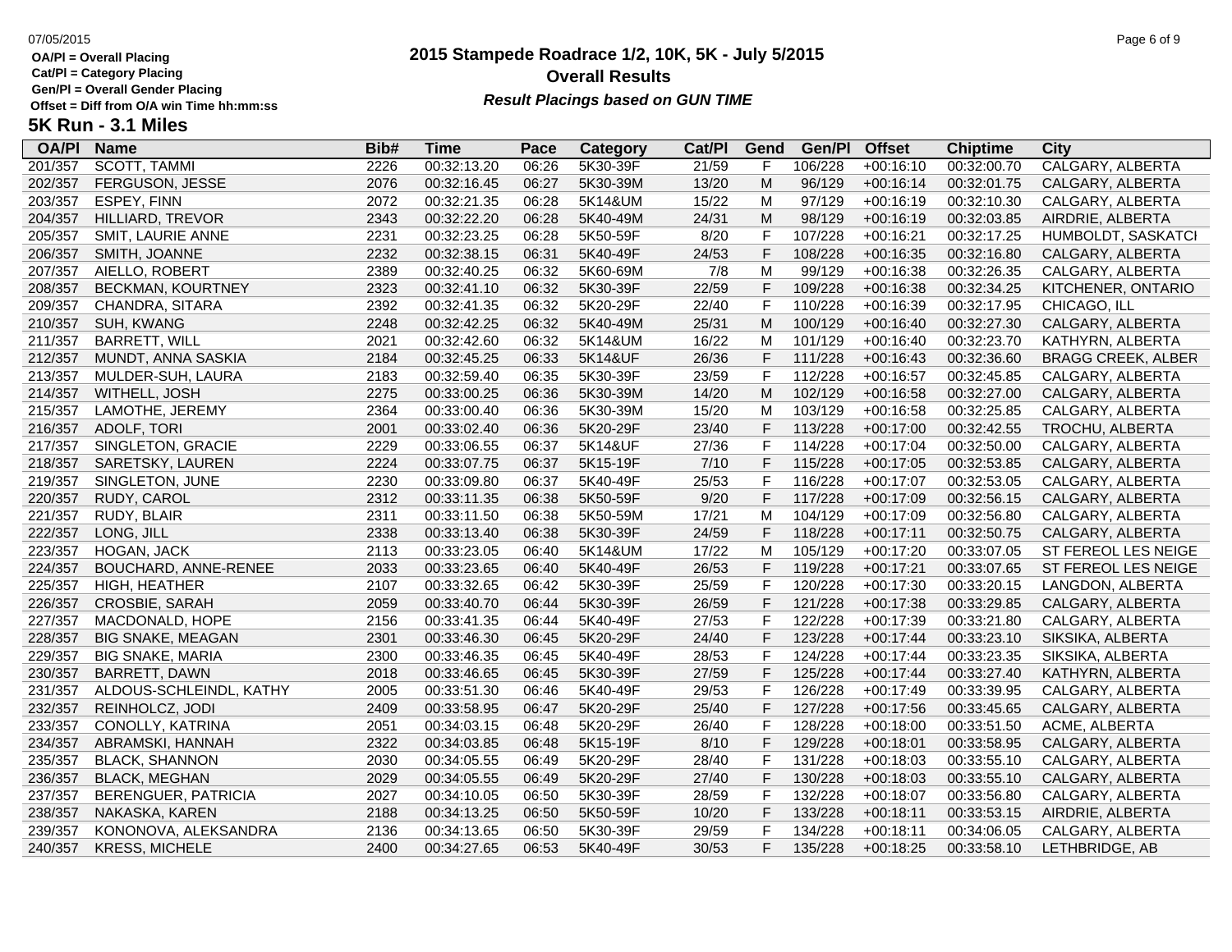OA/Pl = Overall Placing
Cat/Pl = Category Placing
Gen/Pl = Overall Gender Placing
Offset = Diff from O/A win Time hh:mm:ss

# 2015 Stampede Roadrace 1/2, 10K, 5K - July 5/2015

## Overall Results

***Result Placings based on GUN TIME***

## 5K Run - 3.1 Miles

| OA/Pl | Name | Bib# | Time | Pace | Category | Cat/Pl | Gend | Gen/Pl | Offset | Chiptime | City |
|---|---|---|---|---|---|---|---|---|---|---|---|
| 201/357 | SCOTT, TAMMI | 2226 | 00:32:13.20 | 06:26 | 5K30-39F | 21/59 | F | 106/228 | +00:16:10 | 00:32:00.70 | CALGARY, ALBERTA |
| 202/357 | FERGUSON, JESSE | 2076 | 00:32:16.45 | 06:27 | 5K30-39M | 13/20 | M | 96/129 | +00:16:14 | 00:32:01.75 | CALGARY, ALBERTA |
| 203/357 | ESPEY, FINN | 2072 | 00:32:21.35 | 06:28 | 5K14&UM | 15/22 | M | 97/129 | +00:16:19 | 00:32:10.30 | CALGARY, ALBERTA |
| 204/357 | HILLIARD, TREVOR | 2343 | 00:32:22.20 | 06:28 | 5K40-49M | 24/31 | M | 98/129 | +00:16:19 | 00:32:03.85 | AIRDRIE, ALBERTA |
| 205/357 | SMIT, LAURIE ANNE | 2231 | 00:32:23.25 | 06:28 | 5K50-59F | 8/20 | F | 107/228 | +00:16:21 | 00:32:17.25 | HUMBOLDT, SASKATCI |
| 206/357 | SMITH, JOANNE | 2232 | 00:32:38.15 | 06:31 | 5K40-49F | 24/53 | F | 108/228 | +00:16:35 | 00:32:16.80 | CALGARY, ALBERTA |
| 207/357 | AIELLO, ROBERT | 2389 | 00:32:40.25 | 06:32 | 5K60-69M | 7/8 | M | 99/129 | +00:16:38 | 00:32:26.35 | CALGARY, ALBERTA |
| 208/357 | BECKMAN, KOURTNEY | 2323 | 00:32:41.10 | 06:32 | 5K30-39F | 22/59 | F | 109/228 | +00:16:38 | 00:32:34.25 | KITCHENER, ONTARIO |
| 209/357 | CHANDRA, SITARA | 2392 | 00:32:41.35 | 06:32 | 5K20-29F | 22/40 | F | 110/228 | +00:16:39 | 00:32:17.95 | CHICAGO, ILL |
| 210/357 | SUH, KWANG | 2248 | 00:32:42.25 | 06:32 | 5K40-49M | 25/31 | M | 100/129 | +00:16:40 | 00:32:27.30 | CALGARY, ALBERTA |
| 211/357 | BARRETT, WILL | 2021 | 00:32:42.60 | 06:32 | 5K14&UM | 16/22 | M | 101/129 | +00:16:40 | 00:32:23.70 | KATHYRN, ALBERTA |
| 212/357 | MUNDT, ANNA SASKIA | 2184 | 00:32:45.25 | 06:33 | 5K14&UF | 26/36 | F | 111/228 | +00:16:43 | 00:32:36.60 | BRAGG CREEK, ALBER |
| 213/357 | MULDER-SUH, LAURA | 2183 | 00:32:59.40 | 06:35 | 5K30-39F | 23/59 | F | 112/228 | +00:16:57 | 00:32:45.85 | CALGARY, ALBERTA |
| 214/357 | WITHELL, JOSH | 2275 | 00:33:00.25 | 06:36 | 5K30-39M | 14/20 | M | 102/129 | +00:16:58 | 00:32:27.00 | CALGARY, ALBERTA |
| 215/357 | LAMOTHE, JEREMY | 2364 | 00:33:00.40 | 06:36 | 5K30-39M | 15/20 | M | 103/129 | +00:16:58 | 00:32:25.85 | CALGARY, ALBERTA |
| 216/357 | ADOLF, TORI | 2001 | 00:33:02.40 | 06:36 | 5K20-29F | 23/40 | F | 113/228 | +00:17:00 | 00:32:42.55 | TROCHU, ALBERTA |
| 217/357 | SINGLETON, GRACIE | 2229 | 00:33:06.55 | 06:37 | 5K14&UF | 27/36 | F | 114/228 | +00:17:04 | 00:32:50.00 | CALGARY, ALBERTA |
| 218/357 | SARETSKY, LAUREN | 2224 | 00:33:07.75 | 06:37 | 5K15-19F | 7/10 | F | 115/228 | +00:17:05 | 00:32:53.85 | CALGARY, ALBERTA |
| 219/357 | SINGLETON, JUNE | 2230 | 00:33:09.80 | 06:37 | 5K40-49F | 25/53 | F | 116/228 | +00:17:07 | 00:32:53.05 | CALGARY, ALBERTA |
| 220/357 | RUDY, CAROL | 2312 | 00:33:11.35 | 06:38 | 5K50-59F | 9/20 | F | 117/228 | +00:17:09 | 00:32:56.15 | CALGARY, ALBERTA |
| 221/357 | RUDY, BLAIR | 2311 | 00:33:11.50 | 06:38 | 5K50-59M | 17/21 | M | 104/129 | +00:17:09 | 00:32:56.80 | CALGARY, ALBERTA |
| 222/357 | LONG, JILL | 2338 | 00:33:13.40 | 06:38 | 5K30-39F | 24/59 | F | 118/228 | +00:17:11 | 00:32:50.75 | CALGARY, ALBERTA |
| 223/357 | HOGAN, JACK | 2113 | 00:33:23.05 | 06:40 | 5K14&UM | 17/22 | M | 105/129 | +00:17:20 | 00:33:07.05 | ST FEREOL LES NEIGE |
| 224/357 | BOUCHARD, ANNE-RENEE | 2033 | 00:33:23.65 | 06:40 | 5K40-49F | 26/53 | F | 119/228 | +00:17:21 | 00:33:07.65 | ST FEREOL LES NEIGE |
| 225/357 | HIGH, HEATHER | 2107 | 00:33:32.65 | 06:42 | 5K30-39F | 25/59 | F | 120/228 | +00:17:30 | 00:33:20.15 | LANGDON, ALBERTA |
| 226/357 | CROSBIE, SARAH | 2059 | 00:33:40.70 | 06:44 | 5K30-39F | 26/59 | F | 121/228 | +00:17:38 | 00:33:29.85 | CALGARY, ALBERTA |
| 227/357 | MACDONALD, HOPE | 2156 | 00:33:41.35 | 06:44 | 5K40-49F | 27/53 | F | 122/228 | +00:17:39 | 00:33:21.80 | CALGARY, ALBERTA |
| 228/357 | BIG SNAKE, MEAGAN | 2301 | 00:33:46.30 | 06:45 | 5K20-29F | 24/40 | F | 123/228 | +00:17:44 | 00:33:23.10 | SIKSIKA, ALBERTA |
| 229/357 | BIG SNAKE, MARIA | 2300 | 00:33:46.35 | 06:45 | 5K40-49F | 28/53 | F | 124/228 | +00:17:44 | 00:33:23.35 | SIKSIKA, ALBERTA |
| 230/357 | BARRETT, DAWN | 2018 | 00:33:46.65 | 06:45 | 5K30-39F | 27/59 | F | 125/228 | +00:17:44 | 00:33:27.40 | KATHYRN, ALBERTA |
| 231/357 | ALDOUS-SCHLEINDL, KATHY | 2005 | 00:33:51.30 | 06:46 | 5K40-49F | 29/53 | F | 126/228 | +00:17:49 | 00:33:39.95 | CALGARY, ALBERTA |
| 232/357 | REINHOLCZ, JODI | 2409 | 00:33:58.95 | 06:47 | 5K20-29F | 25/40 | F | 127/228 | +00:17:56 | 00:33:45.65 | CALGARY, ALBERTA |
| 233/357 | CONOLLY, KATRINA | 2051 | 00:34:03.15 | 06:48 | 5K20-29F | 26/40 | F | 128/228 | +00:18:00 | 00:33:51.50 | ACME, ALBERTA |
| 234/357 | ABRAMSKI, HANNAH | 2322 | 00:34:03.85 | 06:48 | 5K15-19F | 8/10 | F | 129/228 | +00:18:01 | 00:33:58.95 | CALGARY, ALBERTA |
| 235/357 | BLACK, SHANNON | 2030 | 00:34:05.55 | 06:49 | 5K20-29F | 28/40 | F | 131/228 | +00:18:03 | 00:33:55.10 | CALGARY, ALBERTA |
| 236/357 | BLACK, MEGHAN | 2029 | 00:34:05.55 | 06:49 | 5K20-29F | 27/40 | F | 130/228 | +00:18:03 | 00:33:55.10 | CALGARY, ALBERTA |
| 237/357 | BERENGUER, PATRICIA | 2027 | 00:34:10.05 | 06:50 | 5K30-39F | 28/59 | F | 132/228 | +00:18:07 | 00:33:56.80 | CALGARY, ALBERTA |
| 238/357 | NAKASKA, KAREN | 2188 | 00:34:13.25 | 06:50 | 5K50-59F | 10/20 | F | 133/228 | +00:18:11 | 00:33:53.15 | AIRDRIE, ALBERTA |
| 239/357 | KONONOVA, ALEKSANDRA | 2136 | 00:34:13.65 | 06:50 | 5K30-39F | 29/59 | F | 134/228 | +00:18:11 | 00:34:06.05 | CALGARY, ALBERTA |
| 240/357 | KRESS, MICHELE | 2400 | 00:34:27.65 | 06:53 | 5K40-49F | 30/53 | F | 135/228 | +00:18:25 | 00:33:58.10 | LETHBRIDGE, AB |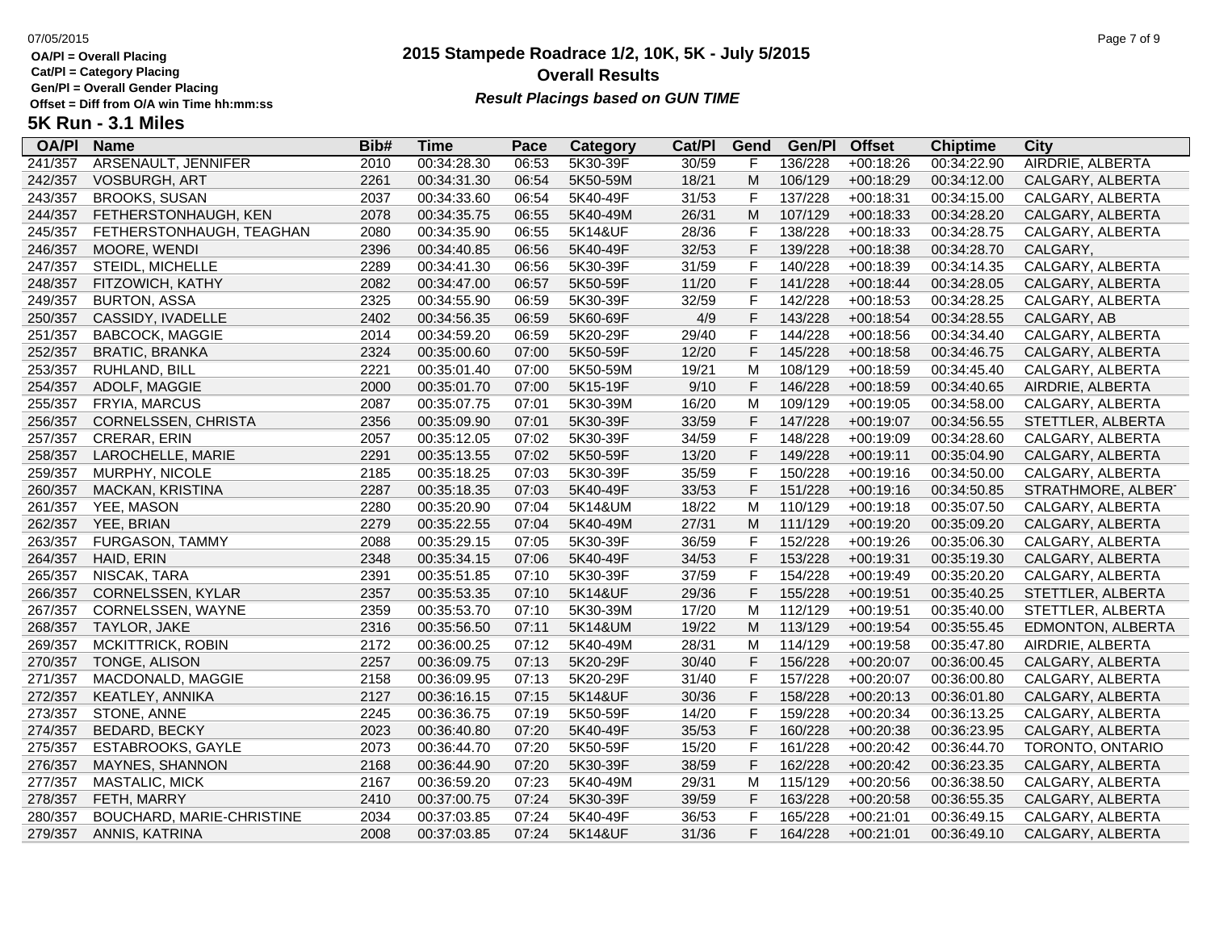# 2015 Stampede Roadrace 1/2, 10K, 5K - July 5/2015

## Overall Results

***Result Placings based on GUN TIME***

07/05/2015

OA/Pl = Overall Placing
Cat/Pl = Category Placing
Gen/Pl = Overall Gender Placing
Offset = Diff from O/A win Time hh:mm:ss

### 5K Run - 3.1 Miles

| OA/Pl | Name | Bib# | Time | Pace | Category | Cat/Pl | Gend | Gen/Pl | Offset | Chiptime | City |
|---|---|---|---|---|---|---|---|---|---|---|---|
| 241/357 | ARSENAULT, JENNIFER | 2010 | 00:34:28.30 | 06:53 | 5K30-39F | 30/59 | F | 136/228 | +00:18:26 | 00:34:22.90 | AIRDRIE, ALBERTA |
| 242/357 | VOSBURGH, ART | 2261 | 00:34:31.30 | 06:54 | 5K50-59M | 18/21 | M | 106/129 | +00:18:29 | 00:34:12.00 | CALGARY, ALBERTA |
| 243/357 | BROOKS, SUSAN | 2037 | 00:34:33.60 | 06:54 | 5K40-49F | 31/53 | F | 137/228 | +00:18:31 | 00:34:15.00 | CALGARY, ALBERTA |
| 244/357 | FETHERSTONHAUGH, KEN | 2078 | 00:34:35.75 | 06:55 | 5K40-49M | 26/31 | M | 107/129 | +00:18:33 | 00:34:28.20 | CALGARY, ALBERTA |
| 245/357 | FETHERSTONHAUGH, TEAGHAN | 2080 | 00:34:35.90 | 06:55 | 5K14&UF | 28/36 | F | 138/228 | +00:18:33 | 00:34:28.75 | CALGARY, ALBERTA |
| 246/357 | MOORE, WENDI | 2396 | 00:34:40.85 | 06:56 | 5K40-49F | 32/53 | F | 139/228 | +00:18:38 | 00:34:28.70 | CALGARY, |
| 247/357 | STEIDL, MICHELLE | 2289 | 00:34:41.30 | 06:56 | 5K30-39F | 31/59 | F | 140/228 | +00:18:39 | 00:34:14.35 | CALGARY, ALBERTA |
| 248/357 | FITZOWICH, KATHY | 2082 | 00:34:47.00 | 06:57 | 5K50-59F | 11/20 | F | 141/228 | +00:18:44 | 00:34:28.05 | CALGARY, ALBERTA |
| 249/357 | BURTON, ASSA | 2325 | 00:34:55.90 | 06:59 | 5K30-39F | 32/59 | F | 142/228 | +00:18:53 | 00:34:28.25 | CALGARY, ALBERTA |
| 250/357 | CASSIDY, IVADELLE | 2402 | 00:34:56.35 | 06:59 | 5K60-69F | 4/9 | F | 143/228 | +00:18:54 | 00:34:28.55 | CALGARY, AB |
| 251/357 | BABCOCK, MAGGIE | 2014 | 00:34:59.20 | 06:59 | 5K20-29F | 29/40 | F | 144/228 | +00:18:56 | 00:34:34.40 | CALGARY, ALBERTA |
| 252/357 | BRATIC, BRANKA | 2324 | 00:35:00.60 | 07:00 | 5K50-59F | 12/20 | F | 145/228 | +00:18:58 | 00:34:46.75 | CALGARY, ALBERTA |
| 253/357 | RUHLAND, BILL | 2221 | 00:35:01.40 | 07:00 | 5K50-59M | 19/21 | M | 108/129 | +00:18:59 | 00:34:45.40 | CALGARY, ALBERTA |
| 254/357 | ADOLF, MAGGIE | 2000 | 00:35:01.70 | 07:00 | 5K15-19F | 9/10 | F | 146/228 | +00:18:59 | 00:34:40.65 | AIRDRIE, ALBERTA |
| 255/357 | FRYIA, MARCUS | 2087 | 00:35:07.75 | 07:01 | 5K30-39M | 16/20 | M | 109/129 | +00:19:05 | 00:34:58.00 | CALGARY, ALBERTA |
| 256/357 | CORNELSSEN, CHRISTA | 2356 | 00:35:09.90 | 07:01 | 5K30-39F | 33/59 | F | 147/228 | +00:19:07 | 00:34:56.55 | STETTLER, ALBERTA |
| 257/357 | CRERAR, ERIN | 2057 | 00:35:12.05 | 07:02 | 5K30-39F | 34/59 | F | 148/228 | +00:19:09 | 00:34:28.60 | CALGARY, ALBERTA |
| 258/357 | LAROCHELLE, MARIE | 2291 | 00:35:13.55 | 07:02 | 5K50-59F | 13/20 | F | 149/228 | +00:19:11 | 00:35:04.90 | CALGARY, ALBERTA |
| 259/357 | MURPHY, NICOLE | 2185 | 00:35:18.25 | 07:03 | 5K30-39F | 35/59 | F | 150/228 | +00:19:16 | 00:34:50.00 | CALGARY, ALBERTA |
| 260/357 | MACKAN, KRISTINA | 2287 | 00:35:18.35 | 07:03 | 5K40-49F | 33/53 | F | 151/228 | +00:19:16 | 00:34:50.85 | STRATHMORE, ALBERT |
| 261/357 | YEE, MASON | 2280 | 00:35:20.90 | 07:04 | 5K14&UM | 18/22 | M | 110/129 | +00:19:18 | 00:35:07.50 | CALGARY, ALBERTA |
| 262/357 | YEE, BRIAN | 2279 | 00:35:22.55 | 07:04 | 5K40-49M | 27/31 | M | 111/129 | +00:19:20 | 00:35:09.20 | CALGARY, ALBERTA |
| 263/357 | FURGASON, TAMMY | 2088 | 00:35:29.15 | 07:05 | 5K30-39F | 36/59 | F | 152/228 | +00:19:26 | 00:35:06.30 | CALGARY, ALBERTA |
| 264/357 | HAID, ERIN | 2348 | 00:35:34.15 | 07:06 | 5K40-49F | 34/53 | F | 153/228 | +00:19:31 | 00:35:19.30 | CALGARY, ALBERTA |
| 265/357 | NISCAK, TARA | 2391 | 00:35:51.85 | 07:10 | 5K30-39F | 37/59 | F | 154/228 | +00:19:49 | 00:35:20.20 | CALGARY, ALBERTA |
| 266/357 | CORNELSSEN, KYLAR | 2357 | 00:35:53.35 | 07:10 | 5K14&UF | 29/36 | F | 155/228 | +00:19:51 | 00:35:40.25 | STETTLER, ALBERTA |
| 267/357 | CORNELSSEN, WAYNE | 2359 | 00:35:53.70 | 07:10 | 5K30-39M | 17/20 | M | 112/129 | +00:19:51 | 00:35:40.00 | STETTLER, ALBERTA |
| 268/357 | TAYLOR, JAKE | 2316 | 00:35:56.50 | 07:11 | 5K14&UM | 19/22 | M | 113/129 | +00:19:54 | 00:35:55.45 | EDMONTON, ALBERTA |
| 269/357 | MCKITTRICK, ROBIN | 2172 | 00:36:00.25 | 07:12 | 5K40-49M | 28/31 | M | 114/129 | +00:19:58 | 00:35:47.80 | AIRDRIE, ALBERTA |
| 270/357 | TONGE, ALISON | 2257 | 00:36:09.75 | 07:13 | 5K20-29F | 30/40 | F | 156/228 | +00:20:07 | 00:36:00.45 | CALGARY, ALBERTA |
| 271/357 | MACDONALD, MAGGIE | 2158 | 00:36:09.95 | 07:13 | 5K20-29F | 31/40 | F | 157/228 | +00:20:07 | 00:36:00.80 | CALGARY, ALBERTA |
| 272/357 | KEATLEY, ANNIKA | 2127 | 00:36:16.15 | 07:15 | 5K14&UF | 30/36 | F | 158/228 | +00:20:13 | 00:36:01.80 | CALGARY, ALBERTA |
| 273/357 | STONE, ANNE | 2245 | 00:36:36.75 | 07:19 | 5K50-59F | 14/20 | F | 159/228 | +00:20:34 | 00:36:13.25 | CALGARY, ALBERTA |
| 274/357 | BEDARD, BECKY | 2023 | 00:36:40.80 | 07:20 | 5K40-49F | 35/53 | F | 160/228 | +00:20:38 | 00:36:23.95 | CALGARY, ALBERTA |
| 275/357 | ESTABROOKS, GAYLE | 2073 | 00:36:44.70 | 07:20 | 5K50-59F | 15/20 | F | 161/228 | +00:20:42 | 00:36:44.70 | TORONTO, ONTARIO |
| 276/357 | MAYNES, SHANNON | 2168 | 00:36:44.90 | 07:20 | 5K30-39F | 38/59 | F | 162/228 | +00:20:42 | 00:36:23.35 | CALGARY, ALBERTA |
| 277/357 | MASTALIC, MICK | 2167 | 00:36:59.20 | 07:23 | 5K40-49M | 29/31 | M | 115/129 | +00:20:56 | 00:36:38.50 | CALGARY, ALBERTA |
| 278/357 | FETH, MARRY | 2410 | 00:37:00.75 | 07:24 | 5K30-39F | 39/59 | F | 163/228 | +00:20:58 | 00:36:55.35 | CALGARY, ALBERTA |
| 280/357 | BOUCHARD, MARIE-CHRISTINE | 2034 | 00:37:03.85 | 07:24 | 5K40-49F | 36/53 | F | 165/228 | +00:21:01 | 00:36:49.15 | CALGARY, ALBERTA |
| 279/357 | ANNIS, KATRINA | 2008 | 00:37:03.85 | 07:24 | 5K14&UF | 31/36 | F | 164/228 | +00:21:01 | 00:36:49.10 | CALGARY, ALBERTA |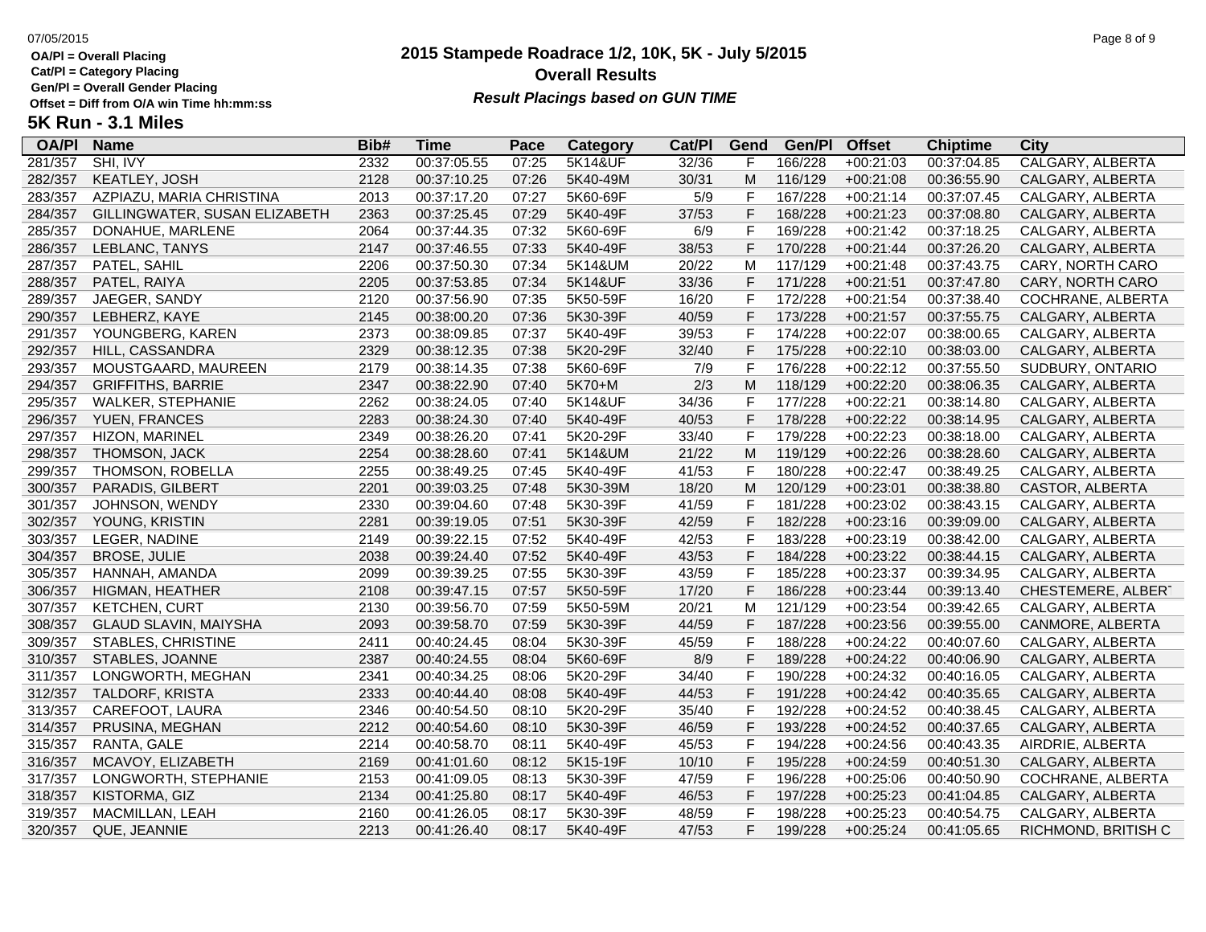OA/Pl = Overall Placing
Cat/Pl = Category Placing
Gen/Pl = Overall Gender Placing
Offset = Diff from O/A win Time hh:mm:ss

# 2015 Stampede Roadrace 1/2, 10K, 5K - July 5/2015
## Overall Results
***Result Placings based on GUN TIME***

## 5K Run - 3.1 Miles

| OA/Pl | Name | Bib# | Time | Pace | Category | Cat/Pl | Gend | Gen/Pl | Offset | Chiptime | City |
|---|---|---|---|---|---|---|---|---|---|---|---|
| 281/357 | SHI, IVY | 2332 | 00:37:05.55 | 07:25 | 5K14&UF | 32/36 | F | 166/228 | +00:21:03 | 00:37:04.85 | CALGARY, ALBERTA |
| 282/357 | KEATLEY, JOSH | 2128 | 00:37:10.25 | 07:26 | 5K40-49M | 30/31 | M | 116/129 | +00:21:08 | 00:36:55.90 | CALGARY, ALBERTA |
| 283/357 | AZPIAZU, MARIA CHRISTINA | 2013 | 00:37:17.20 | 07:27 | 5K60-69F | 5/9 | F | 167/228 | +00:21:14 | 00:37:07.45 | CALGARY, ALBERTA |
| 284/357 | GILLINGWATER, SUSAN ELIZABETH | 2363 | 00:37:25.45 | 07:29 | 5K40-49F | 37/53 | F | 168/228 | +00:21:23 | 00:37:08.80 | CALGARY, ALBERTA |
| 285/357 | DONAHUE, MARLENE | 2064 | 00:37:44.35 | 07:32 | 5K60-69F | 6/9 | F | 169/228 | +00:21:42 | 00:37:18.25 | CALGARY, ALBERTA |
| 286/357 | LEBLANC, TANYS | 2147 | 00:37:46.55 | 07:33 | 5K40-49F | 38/53 | F | 170/228 | +00:21:44 | 00:37:26.20 | CALGARY, ALBERTA |
| 287/357 | PATEL, SAHIL | 2206 | 00:37:50.30 | 07:34 | 5K14&UM | 20/22 | M | 117/129 | +00:21:48 | 00:37:43.75 | CARY, NORTH CARO |
| 288/357 | PATEL, RAIYA | 2205 | 00:37:53.85 | 07:34 | 5K14&UF | 33/36 | F | 171/228 | +00:21:51 | 00:37:47.80 | CARY, NORTH CARO |
| 289/357 | JAEGER, SANDY | 2120 | 00:37:56.90 | 07:35 | 5K50-59F | 16/20 | F | 172/228 | +00:21:54 | 00:37:38.40 | COCHRANE, ALBERTA |
| 290/357 | LEBHERZ, KAYE | 2145 | 00:38:00.20 | 07:36 | 5K30-39F | 40/59 | F | 173/228 | +00:21:57 | 00:37:55.75 | CALGARY, ALBERTA |
| 291/357 | YOUNGBERG, KAREN | 2373 | 00:38:09.85 | 07:37 | 5K40-49F | 39/53 | F | 174/228 | +00:22:07 | 00:38:00.65 | CALGARY, ALBERTA |
| 292/357 | HILL, CASSANDRA | 2329 | 00:38:12.35 | 07:38 | 5K20-29F | 32/40 | F | 175/228 | +00:22:10 | 00:38:03.00 | CALGARY, ALBERTA |
| 293/357 | MOUSTGAARD, MAUREEN | 2179 | 00:38:14.35 | 07:38 | 5K60-69F | 7/9 | F | 176/228 | +00:22:12 | 00:37:55.50 | SUDBURY, ONTARIO |
| 294/357 | GRIFFITHS, BARRIE | 2347 | 00:38:22.90 | 07:40 | 5K70+M | 2/3 | M | 118/129 | +00:22:20 | 00:38:06.35 | CALGARY, ALBERTA |
| 295/357 | WALKER, STEPHANIE | 2262 | 00:38:24.05 | 07:40 | 5K14&UF | 34/36 | F | 177/228 | +00:22:21 | 00:38:14.80 | CALGARY, ALBERTA |
| 296/357 | YUEN, FRANCES | 2283 | 00:38:24.30 | 07:40 | 5K40-49F | 40/53 | F | 178/228 | +00:22:22 | 00:38:14.95 | CALGARY, ALBERTA |
| 297/357 | HIZON, MARINEL | 2349 | 00:38:26.20 | 07:41 | 5K20-29F | 33/40 | F | 179/228 | +00:22:23 | 00:38:18.00 | CALGARY, ALBERTA |
| 298/357 | THOMSON, JACK | 2254 | 00:38:28.60 | 07:41 | 5K14&UM | 21/22 | M | 119/129 | +00:22:26 | 00:38:28.60 | CALGARY, ALBERTA |
| 299/357 | THOMSON, ROBELLA | 2255 | 00:38:49.25 | 07:45 | 5K40-49F | 41/53 | F | 180/228 | +00:22:47 | 00:38:49.25 | CALGARY, ALBERTA |
| 300/357 | PARADIS, GILBERT | 2201 | 00:39:03.25 | 07:48 | 5K30-39M | 18/20 | M | 120/129 | +00:23:01 | 00:38:38.80 | CASTOR, ALBERTA |
| 301/357 | JOHNSON, WENDY | 2330 | 00:39:04.60 | 07:48 | 5K30-39F | 41/59 | F | 181/228 | +00:23:02 | 00:38:43.15 | CALGARY, ALBERTA |
| 302/357 | YOUNG, KRISTIN | 2281 | 00:39:19.05 | 07:51 | 5K30-39F | 42/59 | F | 182/228 | +00:23:16 | 00:39:09.00 | CALGARY, ALBERTA |
| 303/357 | LEGER, NADINE | 2149 | 00:39:22.15 | 07:52 | 5K40-49F | 42/53 | F | 183/228 | +00:23:19 | 00:38:42.00 | CALGARY, ALBERTA |
| 304/357 | BROSE, JULIE | 2038 | 00:39:24.40 | 07:52 | 5K40-49F | 43/53 | F | 184/228 | +00:23:22 | 00:38:44.15 | CALGARY, ALBERTA |
| 305/357 | HANNAH, AMANDA | 2099 | 00:39:39.25 | 07:55 | 5K30-39F | 43/59 | F | 185/228 | +00:23:37 | 00:39:34.95 | CALGARY, ALBERTA |
| 306/357 | HIGMAN, HEATHER | 2108 | 00:39:47.15 | 07:57 | 5K50-59F | 17/20 | F | 186/228 | +00:23:44 | 00:39:13.40 | CHESTEMERE, ALBERT |
| 307/357 | KETCHEN, CURT | 2130 | 00:39:56.70 | 07:59 | 5K50-59M | 20/21 | M | 121/129 | +00:23:54 | 00:39:42.65 | CALGARY, ALBERTA |
| 308/357 | GLAUD SLAVIN, MAIYSHA | 2093 | 00:39:58.70 | 07:59 | 5K30-39F | 44/59 | F | 187/228 | +00:23:56 | 00:39:55.00 | CANMORE, ALBERTA |
| 309/357 | STABLES, CHRISTINE | 2411 | 00:40:24.45 | 08:04 | 5K30-39F | 45/59 | F | 188/228 | +00:24:22 | 00:40:07.60 | CALGARY, ALBERTA |
| 310/357 | STABLES, JOANNE | 2387 | 00:40:24.55 | 08:04 | 5K60-69F | 8/9 | F | 189/228 | +00:24:22 | 00:40:06.90 | CALGARY, ALBERTA |
| 311/357 | LONGWORTH, MEGHAN | 2341 | 00:40:34.25 | 08:06 | 5K20-29F | 34/40 | F | 190/228 | +00:24:32 | 00:40:16.05 | CALGARY, ALBERTA |
| 312/357 | TALDORF, KRISTA | 2333 | 00:40:44.40 | 08:08 | 5K40-49F | 44/53 | F | 191/228 | +00:24:42 | 00:40:35.65 | CALGARY, ALBERTA |
| 313/357 | CAREFOOT, LAURA | 2346 | 00:40:54.50 | 08:10 | 5K20-29F | 35/40 | F | 192/228 | +00:24:52 | 00:40:38.45 | CALGARY, ALBERTA |
| 314/357 | PRUSINA, MEGHAN | 2212 | 00:40:54.60 | 08:10 | 5K30-39F | 46/59 | F | 193/228 | +00:24:52 | 00:40:37.65 | CALGARY, ALBERTA |
| 315/357 | RANTA, GALE | 2214 | 00:40:58.70 | 08:11 | 5K40-49F | 45/53 | F | 194/228 | +00:24:56 | 00:40:43.35 | AIRDRIE, ALBERTA |
| 316/357 | MCAVOY, ELIZABETH | 2169 | 00:41:01.60 | 08:12 | 5K15-19F | 10/10 | F | 195/228 | +00:24:59 | 00:40:51.30 | CALGARY, ALBERTA |
| 317/357 | LONGWORTH, STEPHANIE | 2153 | 00:41:09.05 | 08:13 | 5K30-39F | 47/59 | F | 196/228 | +00:25:06 | 00:40:50.90 | COCHRANE, ALBERTA |
| 318/357 | KISTORMA, GIZ | 2134 | 00:41:25.80 | 08:17 | 5K40-49F | 46/53 | F | 197/228 | +00:25:23 | 00:41:04.85 | CALGARY, ALBERTA |
| 319/357 | MACMILLAN, LEAH | 2160 | 00:41:26.05 | 08:17 | 5K30-39F | 48/59 | F | 198/228 | +00:25:23 | 00:40:54.75 | CALGARY, ALBERTA |
| 320/357 | QUE, JEANNIE | 2213 | 00:41:26.40 | 08:17 | 5K40-49F | 47/53 | F | 199/228 | +00:25:24 | 00:41:05.65 | RICHMOND, BRITISH C |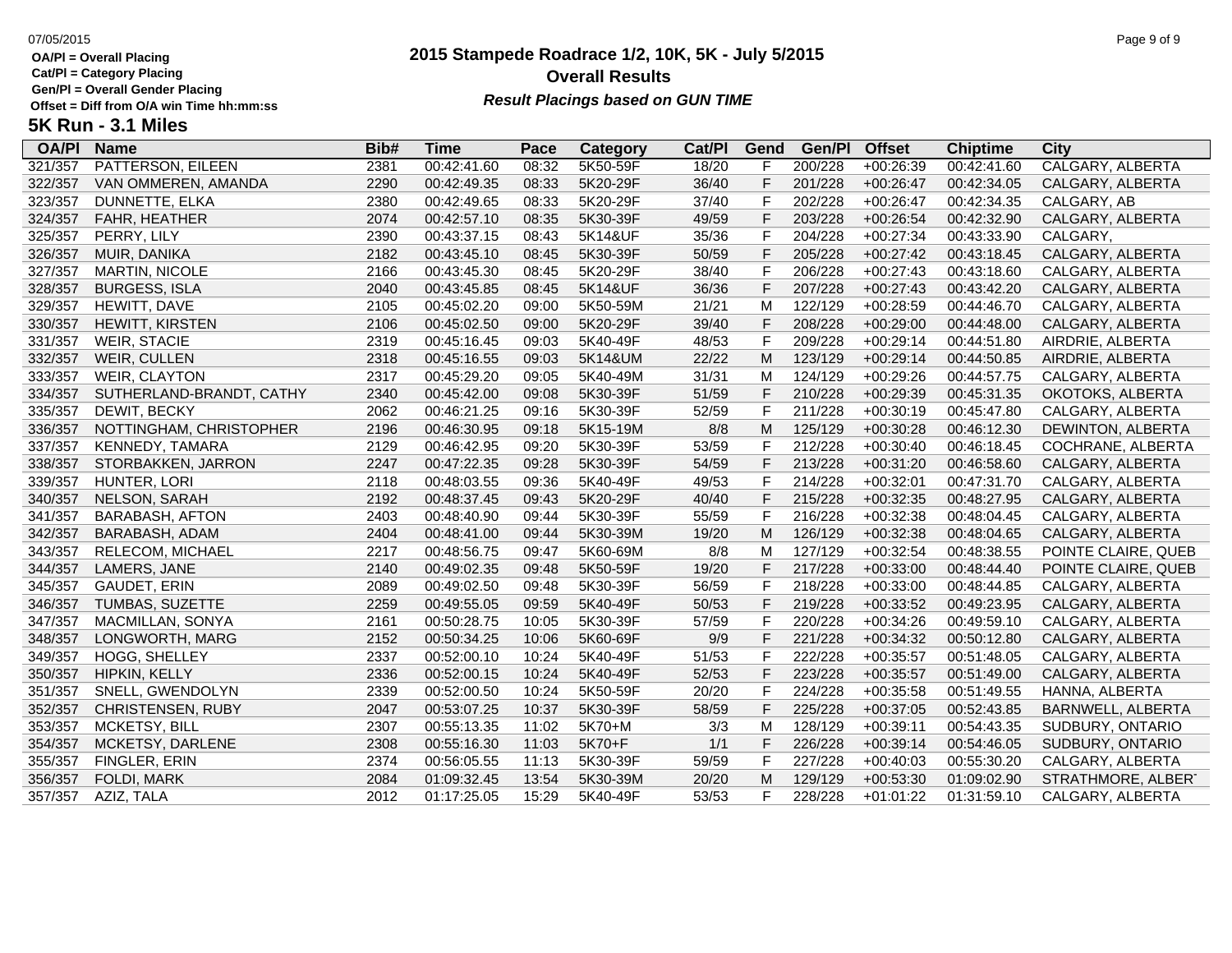**OA/Pl = Overall Placing**
**Cat/Pl = Category Placing**
**Gen/Pl = Overall Gender Placing**
**Offset = Diff from O/A win Time hh:mm:ss**

# 2015 Stampede Roadrace 1/2, 10K, 5K - July 5/2015
## Overall Results
***Result Placings based on GUN TIME***

### 5K Run - 3.1 Miles

| OA/Pl | Name | Bib# | Time | Pace | Category | Cat/Pl | Gend | Gen/Pl | Offset | Chiptime | City |
|---|---|---|---|---|---|---|---|---|---|---|---|
| 321/357 | PATTERSON, EILEEN | 2381 | 00:42:41.60 | 08:32 | 5K50-59F | 18/20 | F | 200/228 | +00:26:39 | 00:42:41.60 | CALGARY, ALBERTA |
| 322/357 | VAN OMMEREN, AMANDA | 2290 | 00:42:49.35 | 08:33 | 5K20-29F | 36/40 | F | 201/228 | +00:26:47 | 00:42:34.05 | CALGARY, ALBERTA |
| 323/357 | DUNNETTE, ELKA | 2380 | 00:42:49.65 | 08:33 | 5K20-29F | 37/40 | F | 202/228 | +00:26:47 | 00:42:34.35 | CALGARY, AB |
| 324/357 | FAHR, HEATHER | 2074 | 00:42:57.10 | 08:35 | 5K30-39F | 49/59 | F | 203/228 | +00:26:54 | 00:42:32.90 | CALGARY, ALBERTA |
| 325/357 | PERRY, LILY | 2390 | 00:43:37.15 | 08:43 | 5K14&UF | 35/36 | F | 204/228 | +00:27:34 | 00:43:33.90 | CALGARY, |
| 326/357 | MUIR, DANIKA | 2182 | 00:43:45.10 | 08:45 | 5K30-39F | 50/59 | F | 205/228 | +00:27:42 | 00:43:18.45 | CALGARY, ALBERTA |
| 327/357 | MARTIN, NICOLE | 2166 | 00:43:45.30 | 08:45 | 5K20-29F | 38/40 | F | 206/228 | +00:27:43 | 00:43:18.60 | CALGARY, ALBERTA |
| 328/357 | BURGESS, ISLA | 2040 | 00:43:45.85 | 08:45 | 5K14&UF | 36/36 | F | 207/228 | +00:27:43 | 00:43:42.20 | CALGARY, ALBERTA |
| 329/357 | HEWITT, DAVE | 2105 | 00:45:02.20 | 09:00 | 5K50-59M | 21/21 | M | 122/129 | +00:28:59 | 00:44:46.70 | CALGARY, ALBERTA |
| 330/357 | HEWITT, KIRSTEN | 2106 | 00:45:02.50 | 09:00 | 5K20-29F | 39/40 | F | 208/228 | +00:29:00 | 00:44:48.00 | CALGARY, ALBERTA |
| 331/357 | WEIR, STACIE | 2319 | 00:45:16.45 | 09:03 | 5K40-49F | 48/53 | F | 209/228 | +00:29:14 | 00:44:51.80 | AIRDRIE, ALBERTA |
| 332/357 | WEIR, CULLEN | 2318 | 00:45:16.55 | 09:03 | 5K14&UM | 22/22 | M | 123/129 | +00:29:14 | 00:44:50.85 | AIRDRIE, ALBERTA |
| 333/357 | WEIR, CLAYTON | 2317 | 00:45:29.20 | 09:05 | 5K40-49M | 31/31 | M | 124/129 | +00:29:26 | 00:44:57.75 | CALGARY, ALBERTA |
| 334/357 | SUTHERLAND-BRANDT, CATHY | 2340 | 00:45:42.00 | 09:08 | 5K30-39F | 51/59 | F | 210/228 | +00:29:39 | 00:45:31.35 | OKOTOKS, ALBERTA |
| 335/357 | DEWIT, BECKY | 2062 | 00:46:21.25 | 09:16 | 5K30-39F | 52/59 | F | 211/228 | +00:30:19 | 00:45:47.80 | CALGARY, ALBERTA |
| 336/357 | NOTTINGHAM, CHRISTOPHER | 2196 | 00:46:30.95 | 09:18 | 5K15-19M | 8/8 | M | 125/129 | +00:30:28 | 00:46:12.30 | DEWINTON, ALBERTA |
| 337/357 | KENNEDY, TAMARA | 2129 | 00:46:42.95 | 09:20 | 5K30-39F | 53/59 | F | 212/228 | +00:30:40 | 00:46:18.45 | COCHRANE, ALBERTA |
| 338/357 | STORBAKKEN, JARRON | 2247 | 00:47:22.35 | 09:28 | 5K30-39F | 54/59 | F | 213/228 | +00:31:20 | 00:46:58.60 | CALGARY, ALBERTA |
| 339/357 | HUNTER, LORI | 2118 | 00:48:03.55 | 09:36 | 5K40-49F | 49/53 | F | 214/228 | +00:32:01 | 00:47:31.70 | CALGARY, ALBERTA |
| 340/357 | NELSON, SARAH | 2192 | 00:48:37.45 | 09:43 | 5K20-29F | 40/40 | F | 215/228 | +00:32:35 | 00:48:27.95 | CALGARY, ALBERTA |
| 341/357 | BARABASH, AFTON | 2403 | 00:48:40.90 | 09:44 | 5K30-39F | 55/59 | F | 216/228 | +00:32:38 | 00:48:04.45 | CALGARY, ALBERTA |
| 342/357 | BARABASH, ADAM | 2404 | 00:48:41.00 | 09:44 | 5K30-39M | 19/20 | M | 126/129 | +00:32:38 | 00:48:04.65 | CALGARY, ALBERTA |
| 343/357 | RELECOM, MICHAEL | 2217 | 00:48:56.75 | 09:47 | 5K60-69M | 8/8 | M | 127/129 | +00:32:54 | 00:48:38.55 | POINTE CLAIRE, QUEB |
| 344/357 | LAMERS, JANE | 2140 | 00:49:02.35 | 09:48 | 5K50-59F | 19/20 | F | 217/228 | +00:33:00 | 00:48:44.40 | POINTE CLAIRE, QUEB |
| 345/357 | GAUDET, ERIN | 2089 | 00:49:02.50 | 09:48 | 5K30-39F | 56/59 | F | 218/228 | +00:33:00 | 00:48:44.85 | CALGARY, ALBERTA |
| 346/357 | TUMBAS, SUZETTE | 2259 | 00:49:55.05 | 09:59 | 5K40-49F | 50/53 | F | 219/228 | +00:33:52 | 00:49:23.95 | CALGARY, ALBERTA |
| 347/357 | MACMILLAN, SONYA | 2161 | 00:50:28.75 | 10:05 | 5K30-39F | 57/59 | F | 220/228 | +00:34:26 | 00:49:59.10 | CALGARY, ALBERTA |
| 348/357 | LONGWORTH, MARG | 2152 | 00:50:34.25 | 10:06 | 5K60-69F | 9/9 | F | 221/228 | +00:34:32 | 00:50:12.80 | CALGARY, ALBERTA |
| 349/357 | HOGG, SHELLEY | 2337 | 00:52:00.10 | 10:24 | 5K40-49F | 51/53 | F | 222/228 | +00:35:57 | 00:51:48.05 | CALGARY, ALBERTA |
| 350/357 | HIPKIN, KELLY | 2336 | 00:52:00.15 | 10:24 | 5K40-49F | 52/53 | F | 223/228 | +00:35:57 | 00:51:49.00 | CALGARY, ALBERTA |
| 351/357 | SNELL, GWENDOLYN | 2339 | 00:52:00.50 | 10:24 | 5K50-59F | 20/20 | F | 224/228 | +00:35:58 | 00:51:49.55 | HANNA, ALBERTA |
| 352/357 | CHRISTENSEN, RUBY | 2047 | 00:53:07.25 | 10:37 | 5K30-39F | 58/59 | F | 225/228 | +00:37:05 | 00:52:43.85 | BARNWELL, ALBERTA |
| 353/357 | MCKETSY, BILL | 2307 | 00:55:13.35 | 11:02 | 5K70+M | 3/3 | M | 128/129 | +00:39:11 | 00:54:43.35 | SUDBURY, ONTARIO |
| 354/357 | MCKETSY, DARLENE | 2308 | 00:55:16.30 | 11:03 | 5K70+F | 1/1 | F | 226/228 | +00:39:14 | 00:54:46.05 | SUDBURY, ONTARIO |
| 355/357 | FINGLER, ERIN | 2374 | 00:56:05.55 | 11:13 | 5K30-39F | 59/59 | F | 227/228 | +00:40:03 | 00:55:30.20 | CALGARY, ALBERTA |
| 356/357 | FOLDI, MARK | 2084 | 01:09:32.45 | 13:54 | 5K30-39M | 20/20 | M | 129/129 | +00:53:30 | 01:09:02.90 | STRATHMORE, ALBERT |
| 357/357 | AZIZ, TALA | 2012 | 01:17:25.05 | 15:29 | 5K40-49F | 53/53 | F | 228/228 | +01:01:22 | 01:31:59.10 | CALGARY, ALBERTA |